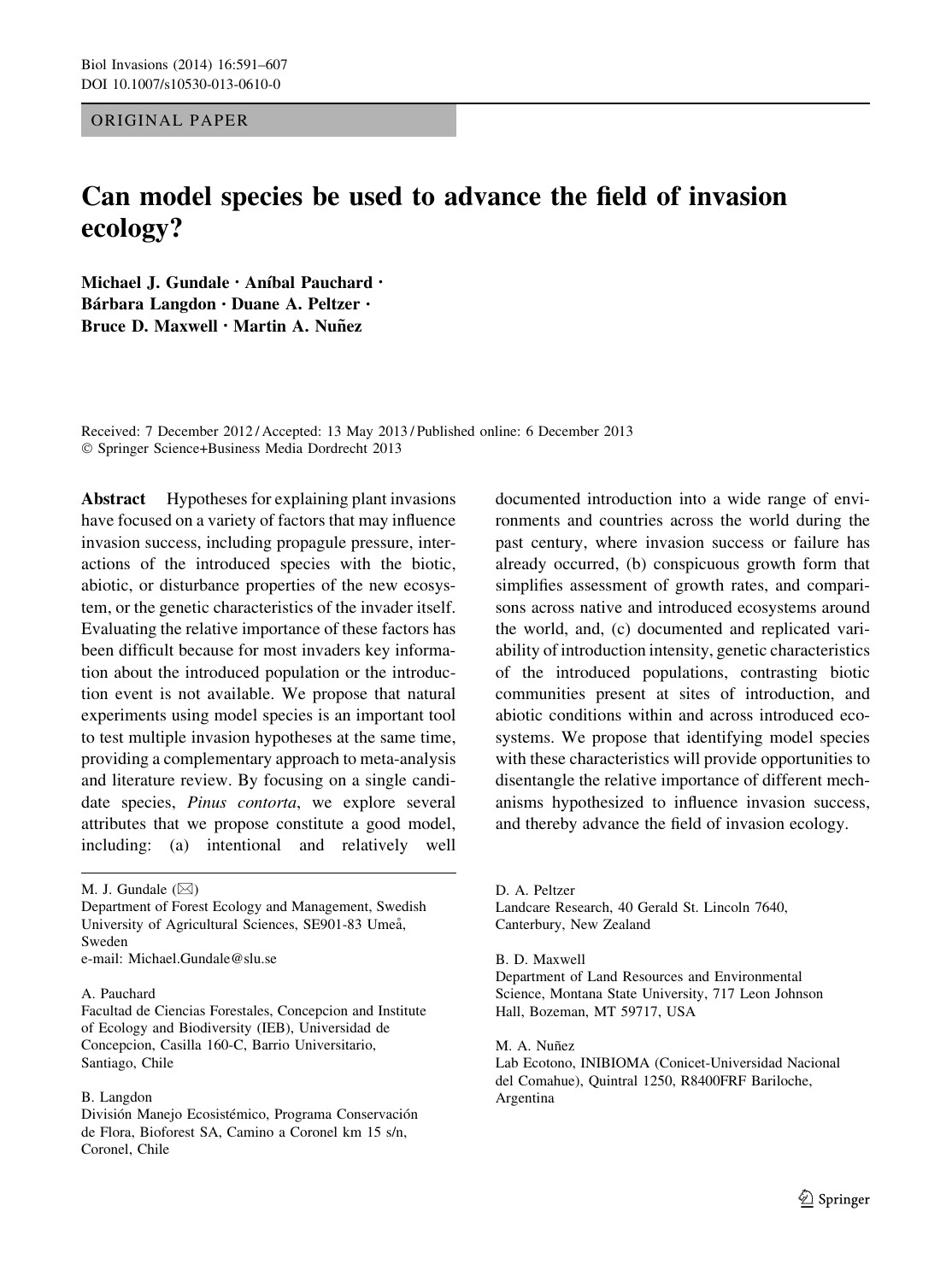ORIGINAL PAPER

# Can model species be used to advance the field of invasion ecology?

**Michael J. Gundale · Aníbal Pauchard · Bárbara Langdon · Duane A. Peltzer · Bruce D. Maxwell · Martin A. Nuñez**

Received: 7 December 2012 / Accepted: 13 May 2013 / Published online: 6 December 2013
© Springer Science+Business Media Dordrecht 2013

**Abstract** Hypotheses for explaining plant invasions have focused on a variety of factors that may influence invasion success, including propagule pressure, interactions of the introduced species with the biotic, abiotic, or disturbance properties of the new ecosystem, or the genetic characteristics of the invader itself. Evaluating the relative importance of these factors has been difficult because for most invaders key information about the introduced population or the introduction event is not available. We propose that natural experiments using model species is an important tool to test multiple invasion hypotheses at the same time, providing a complementary approach to meta-analysis and literature review. By focusing on a single candidate species, *Pinus contorta*, we explore several attributes that we propose constitute a good model, including: (a) intentional and relatively well documented introduction into a wide range of environments and countries across the world during the past century, where invasion success or failure has already occurred, (b) conspicuous growth form that simplifies assessment of growth rates, and comparisons across native and introduced ecosystems around the world, and, (c) documented and replicated variability of introduction intensity, genetic characteristics of the introduced populations, contrasting biotic communities present at sites of introduction, and abiotic conditions within and across introduced ecosystems. We propose that identifying model species with these characteristics will provide opportunities to disentangle the relative importance of different mechanisms hypothesized to influence invasion success, and thereby advance the field of invasion ecology.

M. J. Gundale (✉)
Department of Forest Ecology and Management, Swedish University of Agricultural Sciences, SE901-83 Umeå, Sweden
e-mail: Michael.Gundale@slu.se

A. Pauchard
Facultad de Ciencias Forestales, Concepcion and Institute of Ecology and Biodiversity (IEB), Universidad de Concepcion, Casilla 160-C, Barrio Universitario, Santiago, Chile

B. Langdon
División Manejo Ecosistémico, Programa Conservación de Flora, Bioforest SA, Camino a Coronel km 15 s/n, Coronel, Chile

D. A. Peltzer
Landcare Research, 40 Gerald St. Lincoln 7640, Canterbury, New Zealand

B. D. Maxwell
Department of Land Resources and Environmental Science, Montana State University, 717 Leon Johnson Hall, Bozeman, MT 59717, USA

M. A. Nuñez
Lab Ecotono, INIBIOMA (Conicet-Universidad Nacional del Comahue), Quintral 1250, R8400FRF Bariloche, Argentina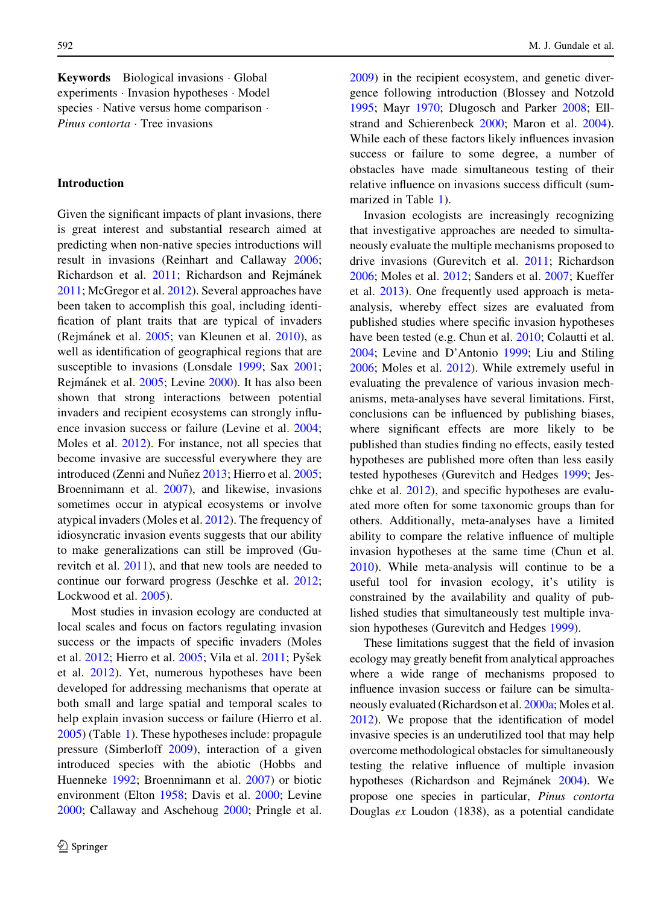**Keywords** Biological invasions · Global experiments · Invasion hypotheses · Model species · Native versus home comparison · *Pinus contorta* · Tree invasions

## Introduction

Given the significant impacts of plant invasions, there is great interest and substantial research aimed at predicting when non-native species introductions will result in invasions (Reinhart and Callaway 2006; Richardson et al. 2011; Richardson and Rejmánek 2011; McGregor et al. 2012). Several approaches have been taken to accomplish this goal, including identification of plant traits that are typical of invaders (Rejmánek et al. 2005; van Kleunen et al. 2010), as well as identification of geographical regions that are susceptible to invasions (Lonsdale 1999; Sax 2001; Rejmánek et al. 2005; Levine 2000). It has also been shown that strong interactions between potential invaders and recipient ecosystems can strongly influence invasion success or failure (Levine et al. 2004; Moles et al. 2012). For instance, not all species that become invasive are successful everywhere they are introduced (Zenni and Nuñez 2013; Hierro et al. 2005; Broennimann et al. 2007), and likewise, invasions sometimes occur in atypical ecosystems or involve atypical invaders (Moles et al. 2012). The frequency of idiosyncratic invasion events suggests that our ability to make generalizations can still be improved (Gurevitch et al. 2011), and that new tools are needed to continue our forward progress (Jeschke et al. 2012; Lockwood et al. 2005).

Most studies in invasion ecology are conducted at local scales and focus on factors regulating invasion success or the impacts of specific invaders (Moles et al. 2012; Hierro et al. 2005; Vila et al. 2011; Pyšek et al. 2012). Yet, numerous hypotheses have been developed for addressing mechanisms that operate at both small and large spatial and temporal scales to help explain invasion success or failure (Hierro et al. 2005) (Table 1). These hypotheses include: propagule pressure (Simberloff 2009), interaction of a given introduced species with the abiotic (Hobbs and Huenneke 1992; Broennimann et al. 2007) or biotic environment (Elton 1958; Davis et al. 2000; Levine 2000; Callaway and Aschehoug 2000; Pringle et al. 2009) in the recipient ecosystem, and genetic divergence following introduction (Blossey and Notzold 1995; Mayr 1970; Dlugosch and Parker 2008; Ellstrand and Schierenbeck 2000; Maron et al. 2004). While each of these factors likely influences invasion success or failure to some degree, a number of obstacles have made simultaneous testing of their relative influence on invasions success difficult (summarized in Table 1).

Invasion ecologists are increasingly recognizing that investigative approaches are needed to simultaneously evaluate the multiple mechanisms proposed to drive invasions (Gurevitch et al. 2011; Richardson 2006; Moles et al. 2012; Sanders et al. 2007; Kueffer et al. 2013). One frequently used approach is meta-analysis, whereby effect sizes are evaluated from published studies where specific invasion hypotheses have been tested (e.g. Chun et al. 2010; Colautti et al. 2004; Levine and D'Antonio 1999; Liu and Stiling 2006; Moles et al. 2012). While extremely useful in evaluating the prevalence of various invasion mechanisms, meta-analyses have several limitations. First, conclusions can be influenced by publishing biases, where significant effects are more likely to be published than studies finding no effects, easily tested hypotheses are published more often than less easily tested hypotheses (Gurevitch and Hedges 1999; Jeschke et al. 2012), and specific hypotheses are evaluated more often for some taxonomic groups than for others. Additionally, meta-analyses have a limited ability to compare the relative influence of multiple invasion hypotheses at the same time (Chun et al. 2010). While meta-analysis will continue to be a useful tool for invasion ecology, it's utility is constrained by the availability and quality of published studies that simultaneously test multiple invasion hypotheses (Gurevitch and Hedges 1999).

These limitations suggest that the field of invasion ecology may greatly benefit from analytical approaches where a wide range of mechanisms proposed to influence invasion success or failure can be simultaneously evaluated (Richardson et al. 2000a; Moles et al. 2012). We propose that the identification of model invasive species is an underutilized tool that may help overcome methodological obstacles for simultaneously testing the relative influence of multiple invasion hypotheses (Richardson and Rejmánek 2004). We propose one species in particular, *Pinus contorta* Douglas *ex* Loudon (1838), as a potential candidate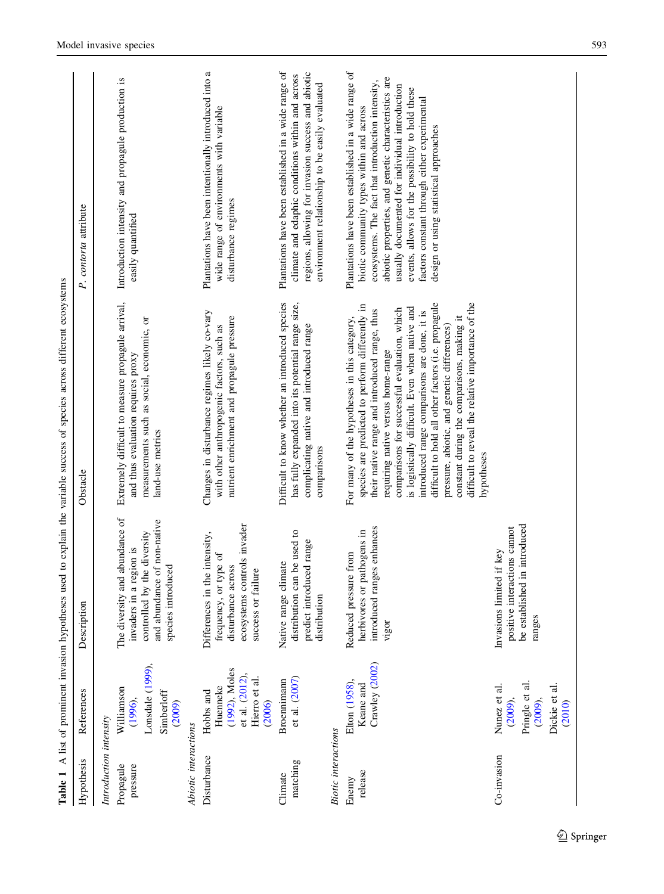**Table 1** A list of prominent invasion hypotheses used to explain the variable success of species across different ecosystems

| Hypothesis | References | Description | Obstacle | *P. contorta* attribute |
|---|---|---|---|---|
| *Introduction intensity* | | | | |
| Propagule pressure | Williamson (1996), Lonsdale (1999), Simberloff (2009) | The diversity and abundance of invaders in a region is controlled by the diversity and abundance of non-native species introduced | Extremely difficult to measure propagule arrival, and thus evaluation requires proxy measurements such as social, economic, or land-use metrics | Introduction intensity and propagule production is easily quantified |
| *Abiotic interactions* | | | | |
| Disturbance | Hobbs and Huenneke (1992), Moles et al. (2012), Hierro et al. (2006) | Differences in the intensity, frequency, or type of disturbance across ecosystems controls invader success or failure | Changes in disturbance regimes likely co-vary with other anthropogenic factors, such as nutrient enrichment and propagule pressure | Plantations have been intentionally introduced into a wide range of environments with variable disturbance regimes |
| Climate matching | Broennimann et al. (2007) | Native range climate distribution can be used to predict introduced range distribution | Difficult to know whether an introduced species has fully expanded into its potential range size, complicating native and introduced range comparisons | Plantations have been established in a wide range of climate and edaphic conditions within and across regions, allowing for invasion success and abiotic environment relationship to be easily evaluated |
| *Biotic interactions* | | | | |
| Enemy release | Elton (1958), Keane and Crawley (2002) | Reduced pressure from herbivores or pathogens in introduced ranges enhances vigor | For many of the hypotheses in this category, species are predicted to perform differently in their native range and introduced range, thus requiring native versus home-range comparisons for successful evaluation, which is logistically difficult. Even when native and introduced range comparisons are done, it is difficult to hold all other factors (i.e. propagule pressure, abiotic, and genetic differences) constant during the comparisons, making it difficult to reveal the relative importance of the hypotheses | Plantations have been established in a wide range of biotic community types within and across ecosystems. The fact that introduction intensity, abiotic properties, and genetic characteristics are usually documented for individual introduction events, allows for the possibility to hold these factors constant through either experimental design or using statistical approaches |
| Co-invasion | Nunez et al. (2009), Pringle et al. (2009), Dickie et al. (2010) | Invasions limited if key positive interactions cannot be established in introduced ranges | | |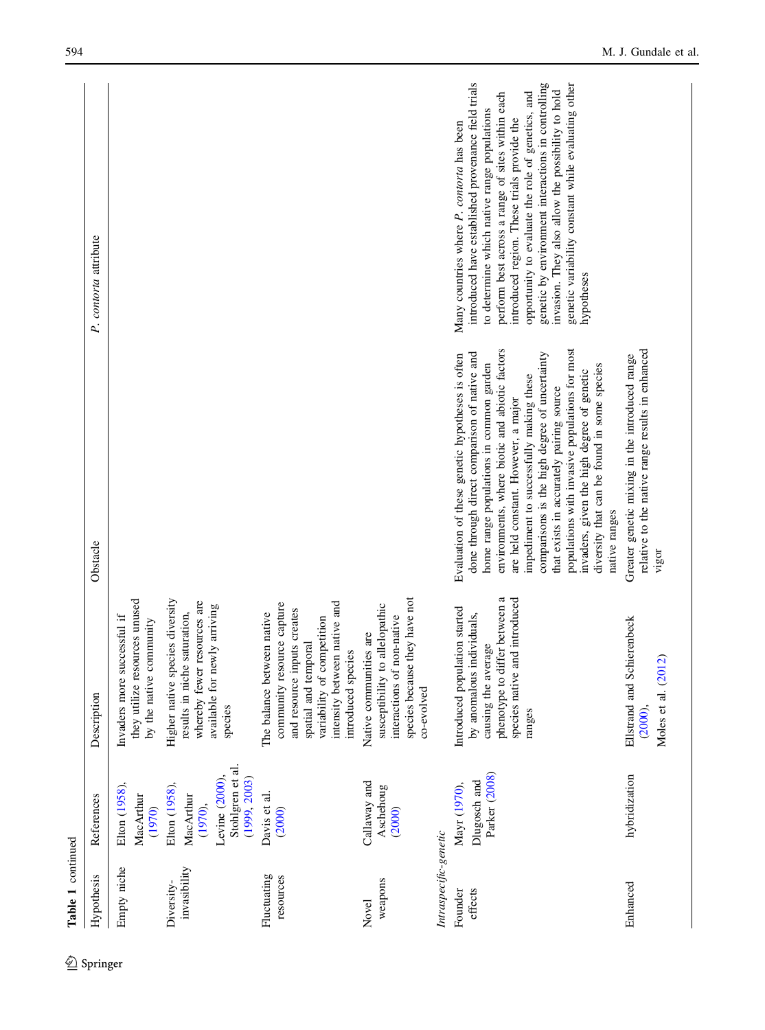**Table 1** continued

| Hypothesis | References | Description | Obstacle | *P. contorta* attribute |
|---|---|---|---|---|
| Empty niche | Elton (1958), MacArthur (1970) | Invaders more successful if they utilize resources unused by the native community | | |
| Diversity-invasibility | Elton (1958), MacArthur (1970), Levine (2000), Stohlgren et al. (1999, 2003) | Higher native species diversity results in niche saturation, whereby fewer resources are available for newly arriving species | | |
| Fluctuating resources | Davis et al. (2000) | The balance between native community resource capture and resource inputs creates spatial and temporal variability of competition intensity between native and introduced species | | |
| Novel weapons | Callaway and Aschehoug (2000) | Native communities are susceptibility to allelopathic interactions of non-native species because they have not co-evolved | | |
| *Intraspecific-genetic* | | | | |
| Founder effects | Mayr (1970), Dlugosch and Parker (2008) | Introduced population started by anomalous individuals, causing the average phenotype to differ between a species native and introduced ranges | Evaluation of these genetic hypotheses is often done through direct comparison of native and home range populations in common garden environments, where biotic and abiotic factors are held constant. However, a major impediment to successfully making these comparisons is the high degree of uncertainty that exists in accurately pairing source populations with invasive populations for most invaders, given the high degree of genetic diversity that can be found in some species native ranges | Many countries where *P. contorta* has been introduced have established provenance field trials to determine which native range populations perform best across a range of sites within each introduced region. These trials provide the opportunity to evaluate the role of genetics, and genetic by environment interactions in controlling invasion. They also allow the possibility to hold genetic variability constant while evaluating other hypotheses |
| Enhanced hybridization | Ellstrand and Schierenbeck (2000), Moles et al. (2012) | Greater genetic mixing in the introduced range relative to the native range results in enhanced vigor | | |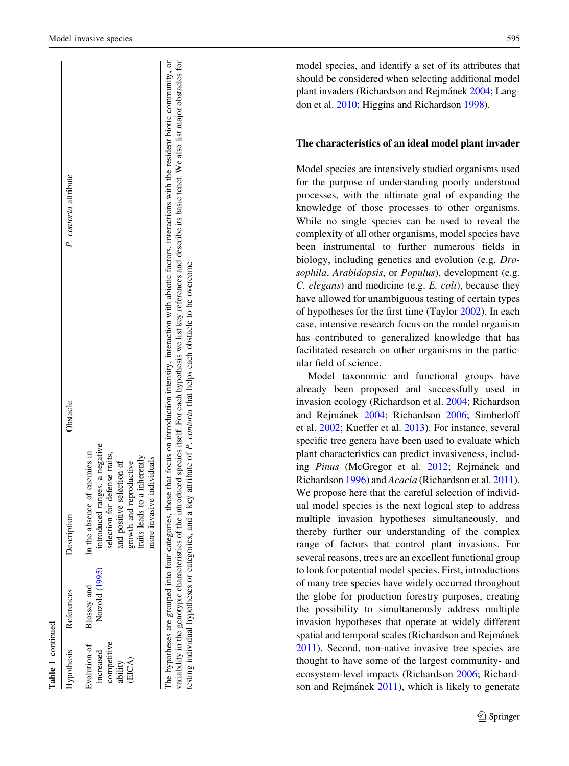**Table 1** continued

| Hypothesis | References | Description | Obstacle | *P. contorta* attribute |
|---|---|---|---|---|
| Evolution of increased competitive ability (EICA) | Blossey and Notzold (1995) | In the absence of enemies in introduced ranges, a negative selection for defense traits, and positive selection of growth and reproductive traits leads to a inherently more invasive individuals | | |

The hypotheses are grouped into four categories, those that focus on introduction intensity, interaction with abiotic factors, interactions with the resident biotic community, or variability in the genotypic characteristics of the introduced species itself. For each hypothesis we list key references and describe its basic tenet. We also list major obstacles for testing individual hypotheses or categories, and a key attribute of *P. contorta* that helps each obstacle to be overcome

model species, and identify a set of its attributes that should be considered when selecting additional model plant invaders (Richardson and Rejmánek 2004; Langdon et al. 2010; Higgins and Richardson 1998).

## The characteristics of an ideal model plant invader

Model species are intensively studied organisms used for the purpose of understanding poorly understood processes, with the ultimate goal of expanding the knowledge of those processes to other organisms. While no single species can be used to reveal the complexity of all other organisms, model species have been instrumental to further numerous fields in biology, including genetics and evolution (e.g. *Drosophila*, *Arabidopsis*, or *Populus*), development (e.g. *C. elegans*) and medicine (e.g. *E. coli*), because they have allowed for unambiguous testing of certain types of hypotheses for the first time (Taylor 2002). In each case, intensive research focus on the model organism has contributed to generalized knowledge that has facilitated research on other organisms in the particular field of science.

Model taxonomic and functional groups have already been proposed and successfully used in invasion ecology (Richardson et al. 2004; Richardson and Rejmánek 2004; Richardson 2006; Simberloff et al. 2002; Kueffer et al. 2013). For instance, several specific tree genera have been used to evaluate which plant characteristics can predict invasiveness, including *Pinus* (McGregor et al. 2012; Rejmánek and Richardson 1996) and *Acacia* (Richardson et al. 2011). We propose here that the careful selection of individual model species is the next logical step to address multiple invasion hypotheses simultaneously, and thereby further our understanding of the complex range of factors that control plant invasions. For several reasons, trees are an excellent functional group to look for potential model species. First, introductions of many tree species have widely occurred throughout the globe for production forestry purposes, creating the possibility to simultaneously address multiple invasion hypotheses that operate at widely different spatial and temporal scales (Richardson and Rejmánek 2011). Second, non-native invasive tree species are thought to have some of the largest community- and ecosystem-level impacts (Richardson 2006; Richardson and Rejmánek 2011), which is likely to generate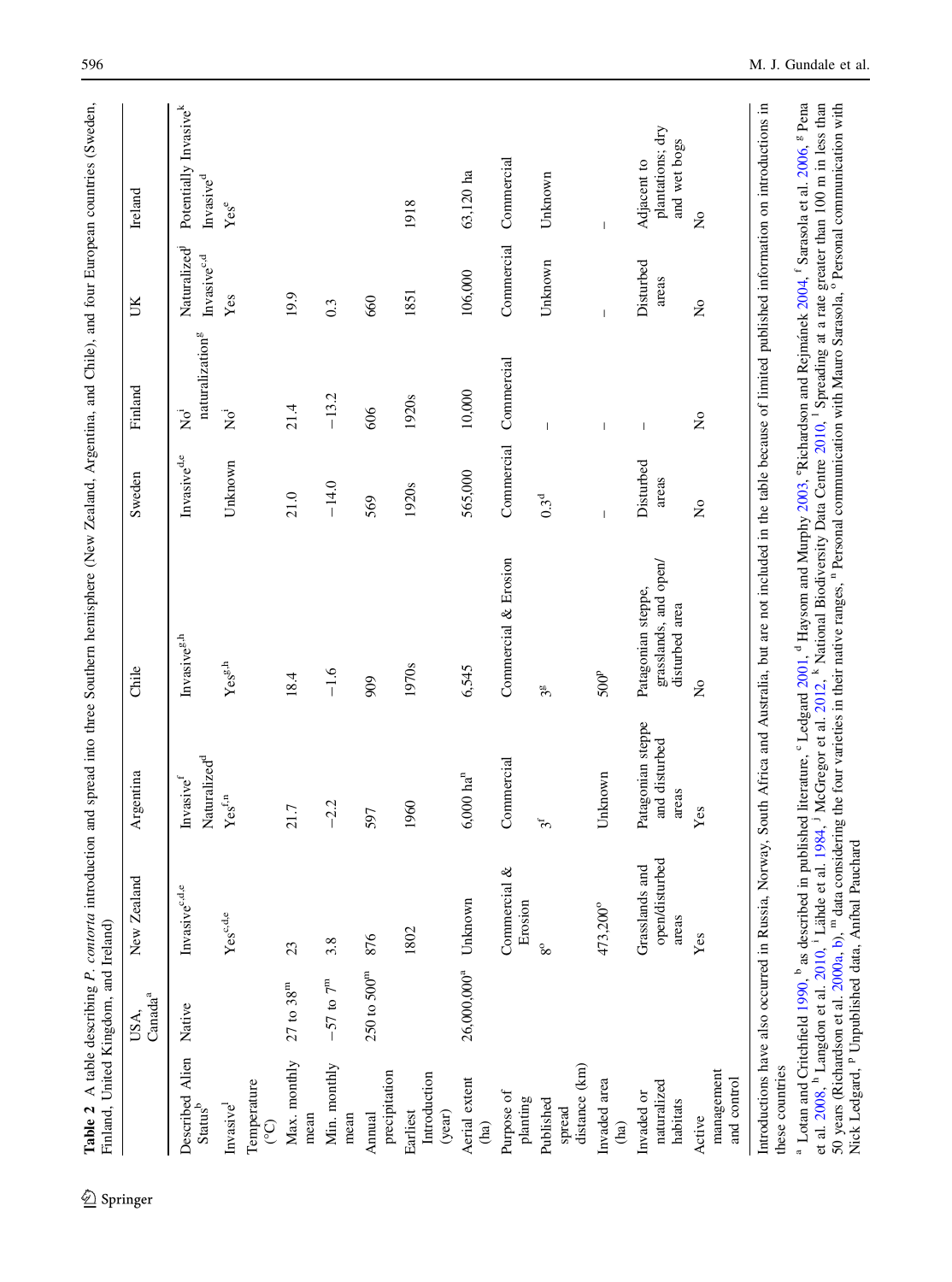**Table 2** A table describing *P. contorta* introduction and spread into three Southern hemisphere (New Zealand, Argentina, and Chile), and four European countries (Sweden, Finland, United Kingdom, and Ireland)

| | USA, Canada[a] | New Zealand | Argentina | Chile | Sweden | Finland | UK | Ireland |
|---|---|---|---|---|---|---|---|---|
| Described Alien Status[b] | Native | Invasive[c,d,e] | Invasive[f] Naturalized[d] | Invasive[g,h] | Invasive[d,e] | No[i] naturalization[g] | Naturalized[j] Invasive[c,d] | Potentially Invasive[k] Invasive[d] |
| Invasive[l] | | Yes[c,d,e] | Yes[f,n] | Yes[g,h] | Unknown | No[i] | Yes | Yes[e] |
| Temperature (°C) | | | | | | | | |
| Max. monthly mean | 27 to 38[m] | 23 | 21.7 | 18.4 | 21.0 | 21.4 | 19.9 | |
| Min. monthly mean | −57 to 7[m] | 3.8 | −2.2 | −1.6 | −14.0 | −13.2 | 0.3 | |
| Annual precipitation | 250 to 500[m] | 876 | 597 | 909 | 569 | 606 | 660 | |
| Earliest Introduction (year) | | 1802 | 1960 | 1970s | 1920s | 1920s | 1851 | 1918 |
| Aerial extent (ha) | 26,000,000[a] | Unknown | 6,000 ha[n] | 6,545 | 565,000 | 10,000 | 106,000 | 63,120 ha |
| Purpose of planting | | Commercial & Erosion | Commercial | Commercial & Erosion | Commercial | Commercial | Commercial | Commercial |
| Published spread distance (km) | | 8[o] | 3[f] | 3[g] | 0.3[d] | – | Unknown | Unknown |
| Invaded area (ha) | | 473,200[o] | Unknown | 500[p] | – | – | – | – |
| Invaded or naturalized habitats | | Grasslands and open/disturbed areas | Patagonian steppe and disturbed areas | Patagonian steppe, grasslands, and open/disturbed area | Disturbed areas | – | Disturbed areas | Adjacent to plantations; dry and wet bogs |
| Active management and control | | Yes | Yes | No | No | No | No | No |

Introductions have also occurred in Russia, Norway, South Africa and Australia, but are not included in the table because of limited published information on introductions in these countries

[a] Lotan and Critchfield 1990, [b] as described in published literature, [c] Ledgard 2001, [d] Haysom and Murphy 2003, [e] Richardson and Rejmánek 2004, [f] Sarasola et al. 2006, [g] Pena et al. 2008, [h] Langdon et al. 2010, [i] Lähde et al. 1984, [j] McGregor et al. 2012, [k] National Biodiversity Data Centre 2010, [l] Spreading at a rate greater than 100 m in less than 50 years (Richardson et al. 2000a, b), [m] data considering the four varieties in their native ranges, [n] Personal communication with Mauro Sarasola, [o] Personal communication with Nick Ledgard, [p] Unpublished data, Aníbal Pauchard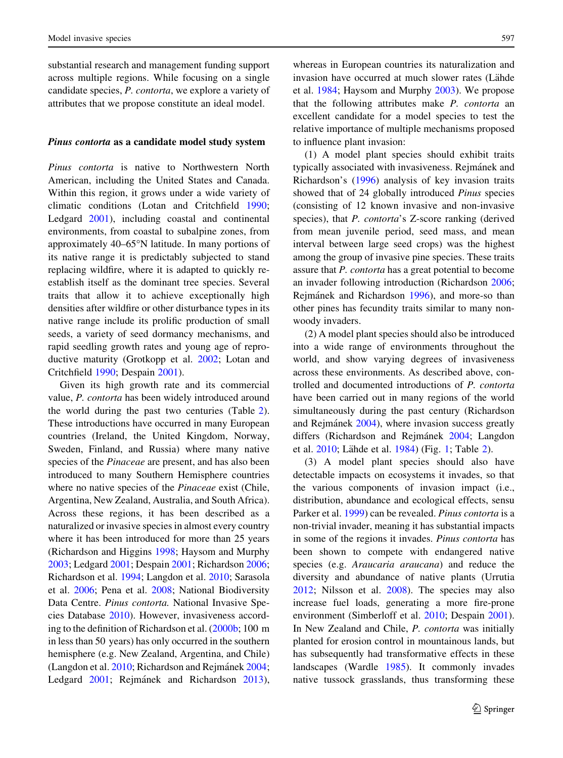substantial research and management funding support across multiple regions. While focusing on a single candidate species, *P. contorta*, we explore a variety of attributes that we propose constitute an ideal model.

### *Pinus contorta* as a candidate model study system

*Pinus contorta* is native to Northwestern North American, including the United States and Canada. Within this region, it grows under a wide variety of climatic conditions (Lotan and Critchfield 1990; Ledgard 2001), including coastal and continental environments, from coastal to subalpine zones, from approximately 40–65°N latitude. In many portions of its native range it is predictably subjected to stand replacing wildfire, where it is adapted to quickly re-establish itself as the dominant tree species. Several traits that allow it to achieve exceptionally high densities after wildfire or other disturbance types in its native range include its prolific production of small seeds, a variety of seed dormancy mechanisms, and rapid seedling growth rates and young age of reproductive maturity (Grotkopp et al. 2002; Lotan and Critchfield 1990; Despain 2001).

Given its high growth rate and its commercial value, *P. contorta* has been widely introduced around the world during the past two centuries (Table 2). These introductions have occurred in many European countries (Ireland, the United Kingdom, Norway, Sweden, Finland, and Russia) where many native species of the *Pinaceae* are present, and has also been introduced to many Southern Hemisphere countries where no native species of the *Pinaceae* exist (Chile, Argentina, New Zealand, Australia, and South Africa). Across these regions, it has been described as a naturalized or invasive species in almost every country where it has been introduced for more than 25 years (Richardson and Higgins 1998; Haysom and Murphy 2003; Ledgard 2001; Despain 2001; Richardson 2006; Richardson et al. 1994; Langdon et al. 2010; Sarasola et al. 2006; Pena et al. 2008; National Biodiversity Data Centre. *Pinus contorta.* National Invasive Species Database 2010). However, invasiveness according to the definition of Richardson et al. (2000b; 100 m in less than 50 years) has only occurred in the southern hemisphere (e.g. New Zealand, Argentina, and Chile) (Langdon et al. 2010; Richardson and Rejmánek 2004; Ledgard 2001; Rejmánek and Richardson 2013), whereas in European countries its naturalization and invasion have occurred at much slower rates (Lähde et al. 1984; Haysom and Murphy 2003). We propose that the following attributes make *P. contorta* an excellent candidate for a model species to test the relative importance of multiple mechanisms proposed to influence plant invasion:

(1) A model plant species should exhibit traits typically associated with invasiveness. Rejmánek and Richardson's (1996) analysis of key invasion traits showed that of 24 globally introduced *Pinus* species (consisting of 12 known invasive and non-invasive species), that *P. contorta*'s Z-score ranking (derived from mean juvenile period, seed mass, and mean interval between large seed crops) was the highest among the group of invasive pine species. These traits assure that *P. contorta* has a great potential to become an invader following introduction (Richardson 2006; Rejmánek and Richardson 1996), and more-so than other pines has fecundity traits similar to many non-woody invaders.

(2) A model plant species should also be introduced into a wide range of environments throughout the world, and show varying degrees of invasiveness across these environments. As described above, controlled and documented introductions of *P. contorta* have been carried out in many regions of the world simultaneously during the past century (Richardson and Rejmánek 2004), where invasion success greatly differs (Richardson and Rejmánek 2004; Langdon et al. 2010; Lähde et al. 1984) (Fig. 1; Table 2).

(3) A model plant species should also have detectable impacts on ecosystems it invades, so that the various components of invasion impact (i.e., distribution, abundance and ecological effects, sensu Parker et al. 1999) can be revealed. *Pinus contorta* is a non-trivial invader, meaning it has substantial impacts in some of the regions it invades. *Pinus contorta* has been shown to compete with endangered native species (e.g. *Araucaria araucana*) and reduce the diversity and abundance of native plants (Urrutia 2012; Nilsson et al. 2008). The species may also increase fuel loads, generating a more fire-prone environment (Simberloff et al. 2010; Despain 2001). In New Zealand and Chile, *P. contorta* was initially planted for erosion control in mountainous lands, but has subsequently had transformative effects in these landscapes (Wardle 1985). It commonly invades native tussock grasslands, thus transforming these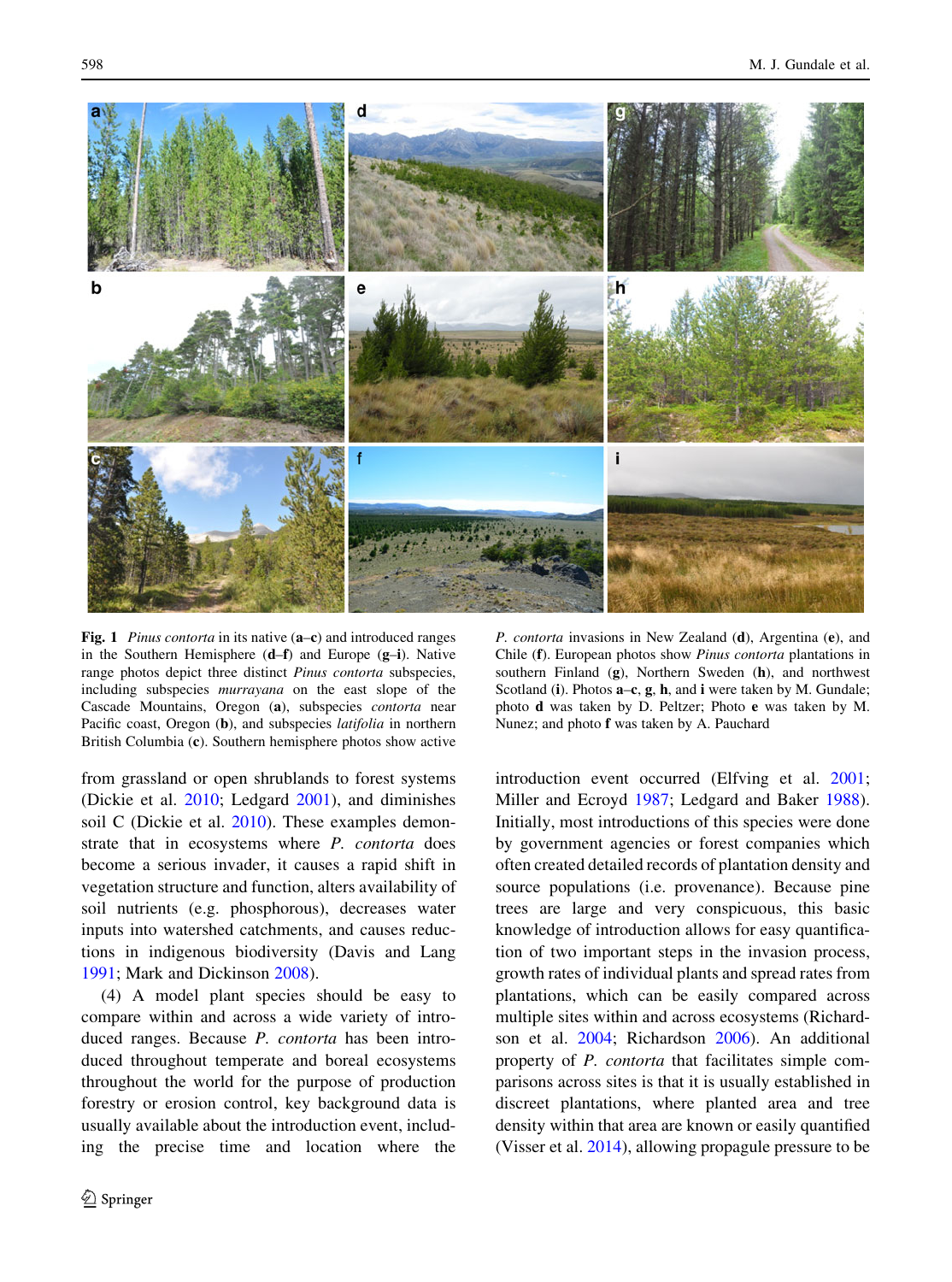**Fig. 1** *Pinus contorta* in its native (**a**–**c**) and introduced ranges in the Southern Hemisphere (**d**–**f**) and Europe (**g**–**i**). Native range photos depict three distinct *Pinus contorta* subspecies, including subspecies *murrayana* on the east slope of the Cascade Mountains, Oregon (**a**), subspecies *contorta* near Pacific coast, Oregon (**b**), and subspecies *latifolia* in northern British Columbia (**c**). Southern hemisphere photos show active *P. contorta* invasions in New Zealand (**d**), Argentina (**e**), and Chile (**f**). European photos show *Pinus contorta* plantations in southern Finland (**g**), Northern Sweden (**h**), and northwest Scotland (**i**). Photos **a**–**c**, **g**, **h**, and **i** were taken by M. Gundale; photo **d** was taken by D. Peltzer; Photo **e** was taken by M. Nunez; and photo **f** was taken by A. Pauchard

from grassland or open shrublands to forest systems (Dickie et al. 2010; Ledgard 2001), and diminishes soil C (Dickie et al. 2010). These examples demonstrate that in ecosystems where *P. contorta* does become a serious invader, it causes a rapid shift in vegetation structure and function, alters availability of soil nutrients (e.g. phosphorous), decreases water inputs into watershed catchments, and causes reductions in indigenous biodiversity (Davis and Lang 1991; Mark and Dickinson 2008).

(4) A model plant species should be easy to compare within and across a wide variety of introduced ranges. Because *P. contorta* has been introduced throughout temperate and boreal ecosystems throughout the world for the purpose of production forestry or erosion control, key background data is usually available about the introduction event, including the precise time and location where the introduction event occurred (Elfving et al. 2001; Miller and Ecroyd 1987; Ledgard and Baker 1988). Initially, most introductions of this species were done by government agencies or forest companies which often created detailed records of plantation density and source populations (i.e. provenance). Because pine trees are large and very conspicuous, this basic knowledge of introduction allows for easy quantification of two important steps in the invasion process, growth rates of individual plants and spread rates from plantations, which can be easily compared across multiple sites within and across ecosystems (Richardson et al. 2004; Richardson 2006). An additional property of *P. contorta* that facilitates simple comparisons across sites is that it is usually established in discreet plantations, where planted area and tree density within that area are known or easily quantified (Visser et al. 2014), allowing propagule pressure to be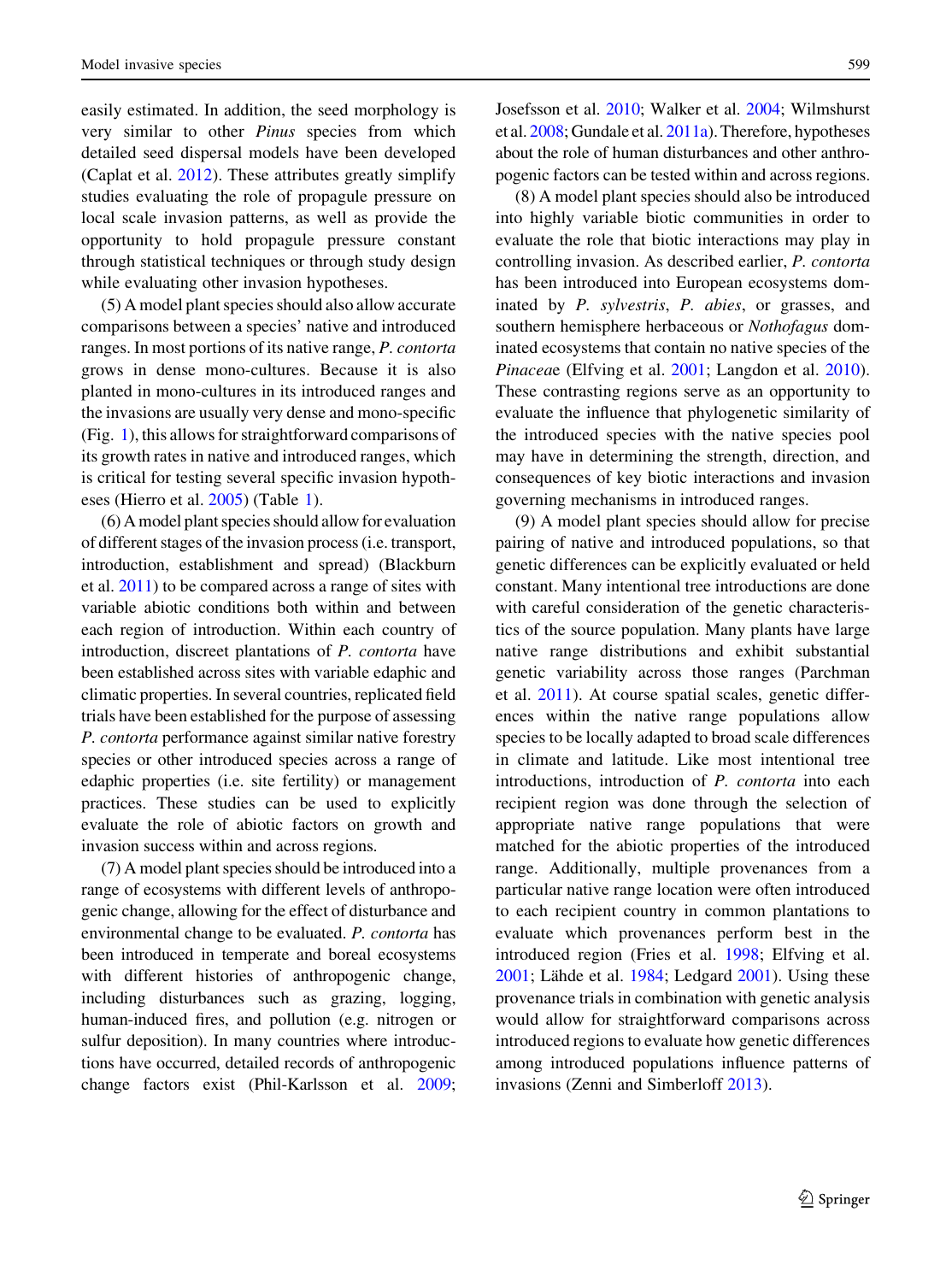easily estimated. In addition, the seed morphology is very similar to other *Pinus* species from which detailed seed dispersal models have been developed (Caplat et al. 2012). These attributes greatly simplify studies evaluating the role of propagule pressure on local scale invasion patterns, as well as provide the opportunity to hold propagule pressure constant through statistical techniques or through study design while evaluating other invasion hypotheses.

(5) A model plant species should also allow accurate comparisons between a species' native and introduced ranges. In most portions of its native range, *P. contorta* grows in dense mono-cultures. Because it is also planted in mono-cultures in its introduced ranges and the invasions are usually very dense and mono-specific (Fig. 1), this allows for straightforward comparisons of its growth rates in native and introduced ranges, which is critical for testing several specific invasion hypotheses (Hierro et al. 2005) (Table 1).

(6) A model plant species should allow for evaluation of different stages of the invasion process (i.e. transport, introduction, establishment and spread) (Blackburn et al. 2011) to be compared across a range of sites with variable abiotic conditions both within and between each region of introduction. Within each country of introduction, discreet plantations of *P. contorta* have been established across sites with variable edaphic and climatic properties. In several countries, replicated field trials have been established for the purpose of assessing *P. contorta* performance against similar native forestry species or other introduced species across a range of edaphic properties (i.e. site fertility) or management practices. These studies can be used to explicitly evaluate the role of abiotic factors on growth and invasion success within and across regions.

(7) A model plant species should be introduced into a range of ecosystems with different levels of anthropogenic change, allowing for the effect of disturbance and environmental change to be evaluated. *P. contorta* has been introduced in temperate and boreal ecosystems with different histories of anthropogenic change, including disturbances such as grazing, logging, human-induced fires, and pollution (e.g. nitrogen or sulfur deposition). In many countries where introductions have occurred, detailed records of anthropogenic change factors exist (Phil-Karlsson et al. 2009; Josefsson et al. 2010; Walker et al. 2004; Wilmshurst et al. 2008; Gundale et al. 2011a). Therefore, hypotheses about the role of human disturbances and other anthropogenic factors can be tested within and across regions.

(8) A model plant species should also be introduced into highly variable biotic communities in order to evaluate the role that biotic interactions may play in controlling invasion. As described earlier, *P. contorta* has been introduced into European ecosystems dominated by *P. sylvestris*, *P. abies*, or grasses, and southern hemisphere herbaceous or *Nothofagus* dominated ecosystems that contain no native species of the *Pinaceae* (Elfving et al. 2001; Langdon et al. 2010). These contrasting regions serve as an opportunity to evaluate the influence that phylogenetic similarity of the introduced species with the native species pool may have in determining the strength, direction, and consequences of key biotic interactions and invasion governing mechanisms in introduced ranges.

(9) A model plant species should allow for precise pairing of native and introduced populations, so that genetic differences can be explicitly evaluated or held constant. Many intentional tree introductions are done with careful consideration of the genetic characteristics of the source population. Many plants have large native range distributions and exhibit substantial genetic variability across those ranges (Parchman et al. 2011). At course spatial scales, genetic differences within the native range populations allow species to be locally adapted to broad scale differences in climate and latitude. Like most intentional tree introductions, introduction of *P. contorta* into each recipient region was done through the selection of appropriate native range populations that were matched for the abiotic properties of the introduced range. Additionally, multiple provenances from a particular native range location were often introduced to each recipient country in common plantations to evaluate which provenances perform best in the introduced region (Fries et al. 1998; Elfving et al. 2001; Lähde et al. 1984; Ledgard 2001). Using these provenance trials in combination with genetic analysis would allow for straightforward comparisons across introduced regions to evaluate how genetic differences among introduced populations influence patterns of invasions (Zenni and Simberloff 2013).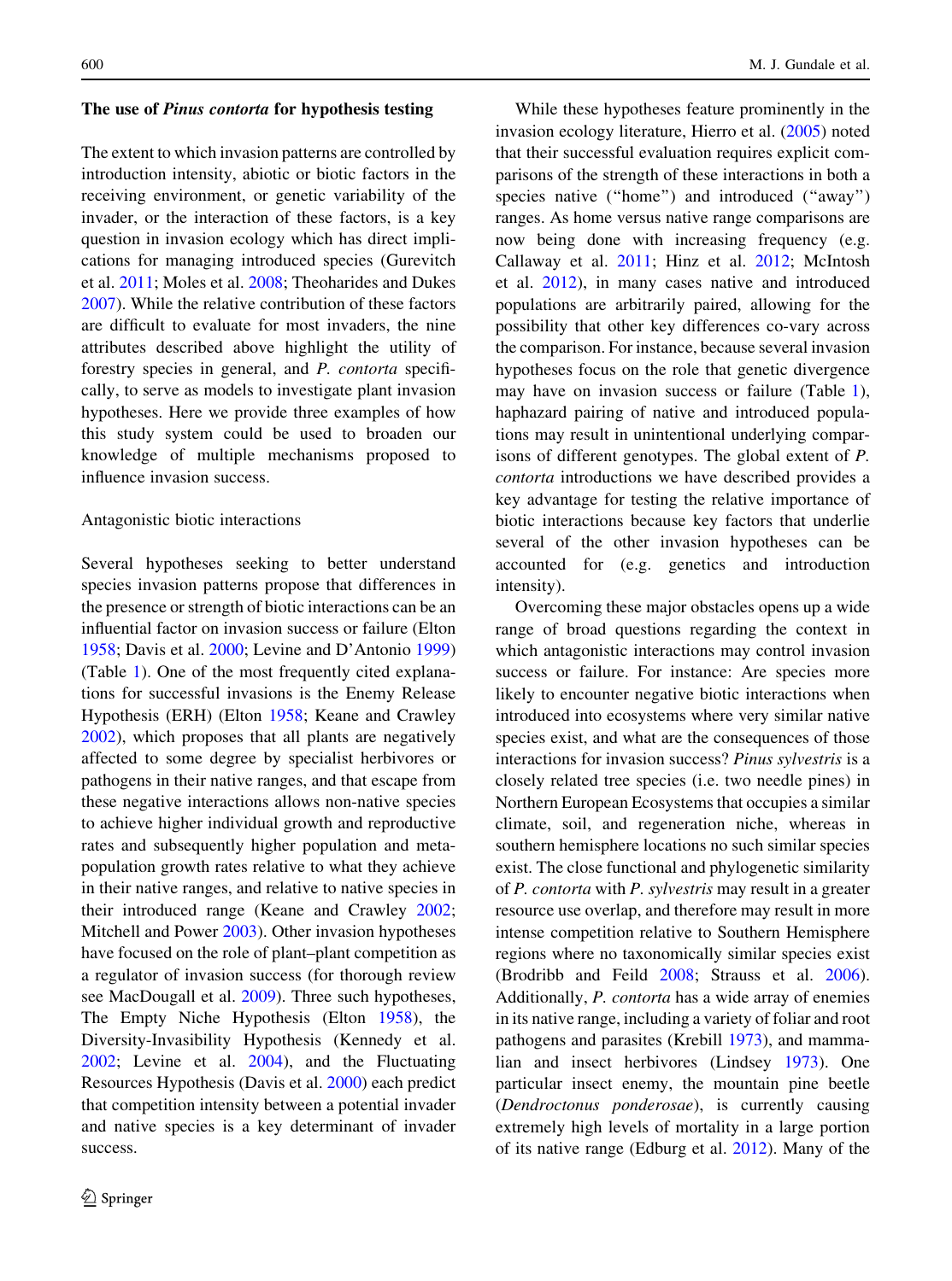## The use of *Pinus contorta* for hypothesis testing

The extent to which invasion patterns are controlled by introduction intensity, abiotic or biotic factors in the receiving environment, or genetic variability of the invader, or the interaction of these factors, is a key question in invasion ecology which has direct implications for managing introduced species (Gurevitch et al. 2011; Moles et al. 2008; Theoharides and Dukes 2007). While the relative contribution of these factors are difficult to evaluate for most invaders, the nine attributes described above highlight the utility of forestry species in general, and *P. contorta* specifically, to serve as models to investigate plant invasion hypotheses. Here we provide three examples of how this study system could be used to broaden our knowledge of multiple mechanisms proposed to influence invasion success.

### Antagonistic biotic interactions

Several hypotheses seeking to better understand species invasion patterns propose that differences in the presence or strength of biotic interactions can be an influential factor on invasion success or failure (Elton 1958; Davis et al. 2000; Levine and D'Antonio 1999) (Table 1). One of the most frequently cited explanations for successful invasions is the Enemy Release Hypothesis (ERH) (Elton 1958; Keane and Crawley 2002), which proposes that all plants are negatively affected to some degree by specialist herbivores or pathogens in their native ranges, and that escape from these negative interactions allows non-native species to achieve higher individual growth and reproductive rates and subsequently higher population and metapopulation growth rates relative to what they achieve in their native ranges, and relative to native species in their introduced range (Keane and Crawley 2002; Mitchell and Power 2003). Other invasion hypotheses have focused on the role of plant–plant competition as a regulator of invasion success (for thorough review see MacDougall et al. 2009). Three such hypotheses, The Empty Niche Hypothesis (Elton 1958), the Diversity-Invasibility Hypothesis (Kennedy et al. 2002; Levine et al. 2004), and the Fluctuating Resources Hypothesis (Davis et al. 2000) each predict that competition intensity between a potential invader and native species is a key determinant of invader success.

While these hypotheses feature prominently in the invasion ecology literature, Hierro et al. (2005) noted that their successful evaluation requires explicit comparisons of the strength of these interactions in both a species native ("home") and introduced ("away") ranges. As home versus native range comparisons are now being done with increasing frequency (e.g. Callaway et al. 2011; Hinz et al. 2012; McIntosh et al. 2012), in many cases native and introduced populations are arbitrarily paired, allowing for the possibility that other key differences co-vary across the comparison. For instance, because several invasion hypotheses focus on the role that genetic divergence may have on invasion success or failure (Table 1), haphazard pairing of native and introduced populations may result in unintentional underlying comparisons of different genotypes. The global extent of *P. contorta* introductions we have described provides a key advantage for testing the relative importance of biotic interactions because key factors that underlie several of the other invasion hypotheses can be accounted for (e.g. genetics and introduction intensity).

Overcoming these major obstacles opens up a wide range of broad questions regarding the context in which antagonistic interactions may control invasion success or failure. For instance: Are species more likely to encounter negative biotic interactions when introduced into ecosystems where very similar native species exist, and what are the consequences of those interactions for invasion success? *Pinus sylvestris* is a closely related tree species (i.e. two needle pines) in Northern European Ecosystems that occupies a similar climate, soil, and regeneration niche, whereas in southern hemisphere locations no such similar species exist. The close functional and phylogenetic similarity of *P. contorta* with *P. sylvestris* may result in a greater resource use overlap, and therefore may result in more intense competition relative to Southern Hemisphere regions where no taxonomically similar species exist (Brodribb and Feild 2008; Strauss et al. 2006). Additionally, *P. contorta* has a wide array of enemies in its native range, including a variety of foliar and root pathogens and parasites (Krebill 1973), and mammalian and insect herbivores (Lindsey 1973). One particular insect enemy, the mountain pine beetle (*Dendroctonus ponderosae*), is currently causing extremely high levels of mortality in a large portion of its native range (Edburg et al. 2012). Many of the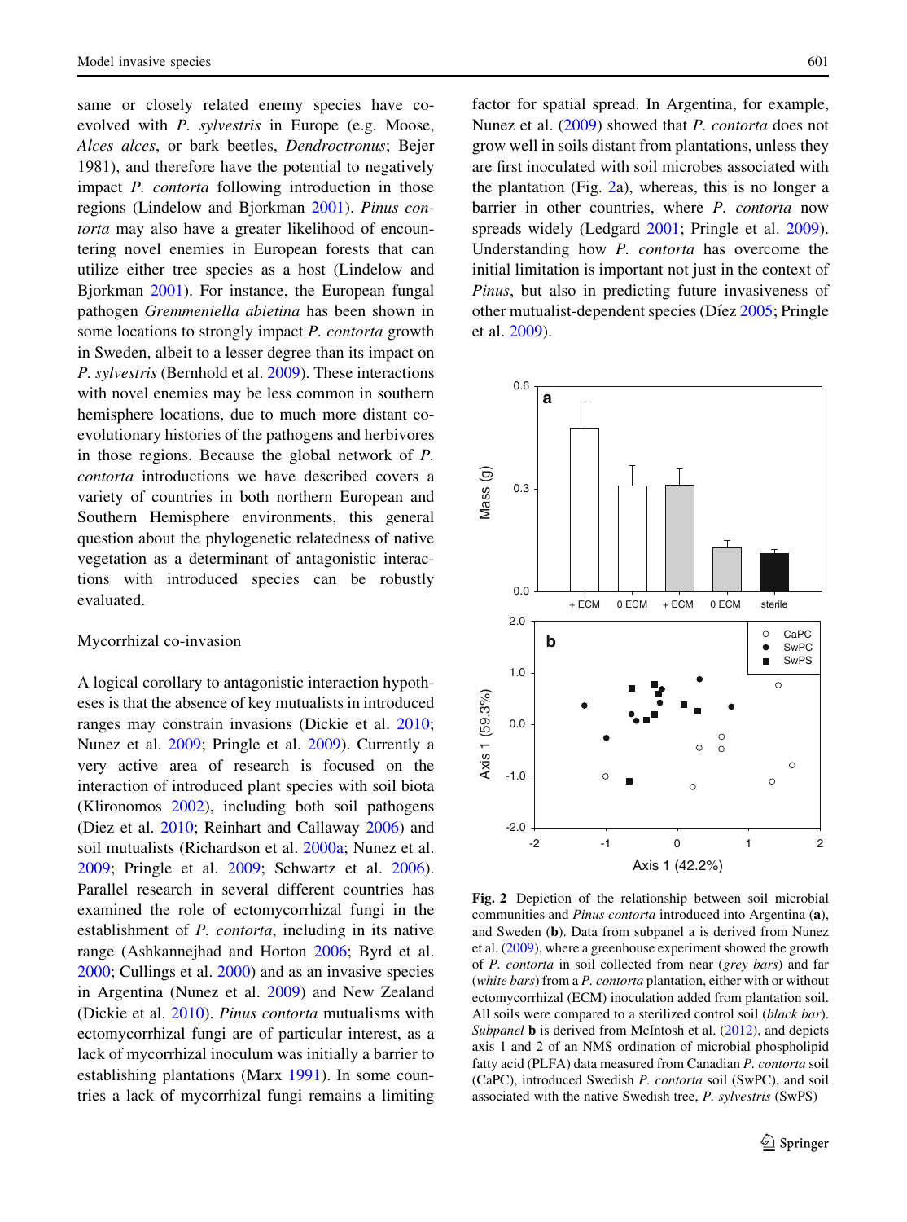same or closely related enemy species have co-evolved with *P. sylvestris* in Europe (e.g. Moose, *Alces alces*, or bark beetles, *Dendroctronus*; Bejer 1981), and therefore have the potential to negatively impact *P. contorta* following introduction in those regions (Lindelow and Bjorkman 2001). *Pinus contorta* may also have a greater likelihood of encountering novel enemies in European forests that can utilize either tree species as a host (Lindelow and Bjorkman 2001). For instance, the European fungal pathogen *Gremmeniella abietina* has been shown in some locations to strongly impact *P. contorta* growth in Sweden, albeit to a lesser degree than its impact on *P. sylvestris* (Bernhold et al. 2009). These interactions with novel enemies may be less common in southern hemisphere locations, due to much more distant co-evolutionary histories of the pathogens and herbivores in those regions. Because the global network of *P. contorta* introductions we have described covers a variety of countries in both northern European and Southern Hemisphere environments, this general question about the phylogenetic relatedness of native vegetation as a determinant of antagonistic interactions with introduced species can be robustly evaluated.

## Mycorrhizal co-invasion

A logical corollary to antagonistic interaction hypotheses is that the absence of key mutualists in introduced ranges may constrain invasions (Dickie et al. 2010; Nunez et al. 2009; Pringle et al. 2009). Currently a very active area of research is focused on the interaction of introduced plant species with soil biota (Klironomos 2002), including both soil pathogens (Diez et al. 2010; Reinhart and Callaway 2006) and soil mutualists (Richardson et al. 2000a; Nunez et al. 2009; Pringle et al. 2009; Schwartz et al. 2006). Parallel research in several different countries has examined the role of ectomycorrhizal fungi in the establishment of *P. contorta*, including in its native range (Ashkannejhad and Horton 2006; Byrd et al. 2000; Cullings et al. 2000) and as an invasive species in Argentina (Nunez et al. 2009) and New Zealand (Dickie et al. 2010). *Pinus contorta* mutualisms with ectomycorrhizal fungi are of particular interest, as a lack of mycorrhizal inoculum was initially a barrier to establishing plantations (Marx 1991). In some countries a lack of mycorrhizal fungi remains a limiting factor for spatial spread. In Argentina, for example, Nunez et al. (2009) showed that *P. contorta* does not grow well in soils distant from plantations, unless they are first inoculated with soil microbes associated with the plantation (Fig. 2a), whereas, this is no longer a barrier in other countries, where *P. contorta* now spreads widely (Ledgard 2001; Pringle et al. 2009). Understanding how *P. contorta* has overcome the initial limitation is important not just in the context of *Pinus*, but also in predicting future invasiveness of other mutualist-dependent species (Díez 2005; Pringle et al. 2009).

**Fig. 2** Depiction of the relationship between soil microbial communities and *Pinus contorta* introduced into Argentina (**a**), and Sweden (**b**). Data from subpanel a is derived from Nunez et al. (2009), where a greenhouse experiment showed the growth of *P. contorta* in soil collected from near (*grey bars*) and far (*white bars*) from a *P. contorta* plantation, either with or without ectomycorrhizal (ECM) inoculation added from plantation soil. All soils were compared to a sterilized control soil (*black bar*). *Subpanel* **b** is derived from McIntosh et al. (2012), and depicts axis 1 and 2 of an NMS ordination of microbial phospholipid fatty acid (PLFA) data measured from Canadian *P. contorta* soil (CaPC), introduced Swedish *P. contorta* soil (SwPC), and soil associated with the native Swedish tree, *P. sylvestris* (SwPS)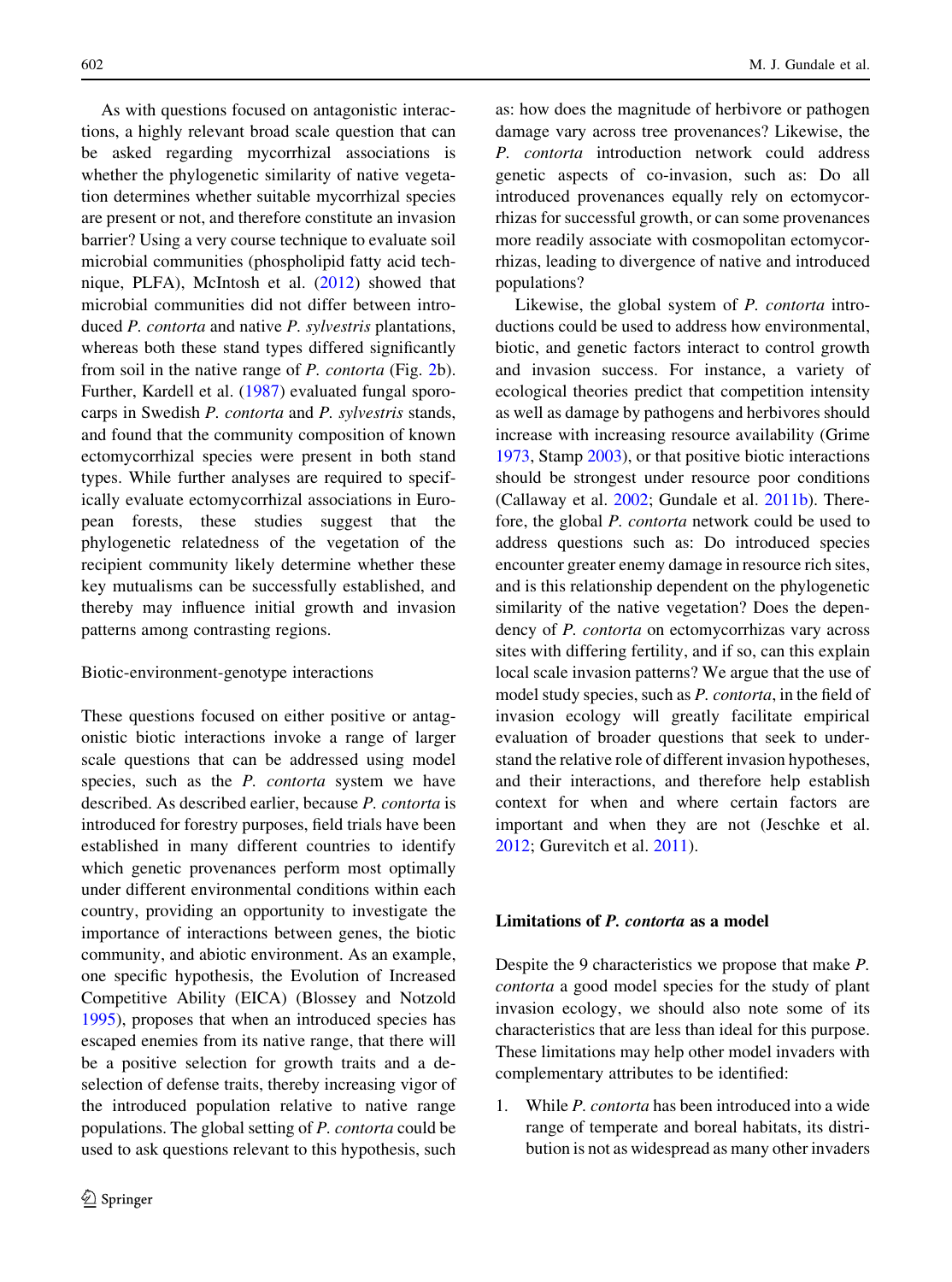As with questions focused on antagonistic interactions, a highly relevant broad scale question that can be asked regarding mycorrhizal associations is whether the phylogenetic similarity of native vegetation determines whether suitable mycorrhizal species are present or not, and therefore constitute an invasion barrier? Using a very course technique to evaluate soil microbial communities (phospholipid fatty acid technique, PLFA), McIntosh et al. (2012) showed that microbial communities did not differ between introduced *P. contorta* and native *P. sylvestris* plantations, whereas both these stand types differed significantly from soil in the native range of *P. contorta* (Fig. 2b). Further, Kardell et al. (1987) evaluated fungal sporocarps in Swedish *P. contorta* and *P. sylvestris* stands, and found that the community composition of known ectomycorrhizal species were present in both stand types. While further analyses are required to specifically evaluate ectomycorrhizal associations in European forests, these studies suggest that the phylogenetic relatedness of the vegetation of the recipient community likely determine whether these key mutualisms can be successfully established, and thereby may influence initial growth and invasion patterns among contrasting regions.

### Biotic-environment-genotype interactions

These questions focused on either positive or antagonistic biotic interactions invoke a range of larger scale questions that can be addressed using model species, such as the *P. contorta* system we have described. As described earlier, because *P. contorta* is introduced for forestry purposes, field trials have been established in many different countries to identify which genetic provenances perform most optimally under different environmental conditions within each country, providing an opportunity to investigate the importance of interactions between genes, the biotic community, and abiotic environment. As an example, one specific hypothesis, the Evolution of Increased Competitive Ability (EICA) (Blossey and Notzold 1995), proposes that when an introduced species has escaped enemies from its native range, that there will be a positive selection for growth traits and a de-selection of defense traits, thereby increasing vigor of the introduced population relative to native range populations. The global setting of *P. contorta* could be used to ask questions relevant to this hypothesis, such as: how does the magnitude of herbivore or pathogen damage vary across tree provenances? Likewise, the *P. contorta* introduction network could address genetic aspects of co-invasion, such as: Do all introduced provenances equally rely on ectomycorrhizas for successful growth, or can some provenances more readily associate with cosmopolitan ectomycorrhizas, leading to divergence of native and introduced populations?

Likewise, the global system of *P. contorta* introductions could be used to address how environmental, biotic, and genetic factors interact to control growth and invasion success. For instance, a variety of ecological theories predict that competition intensity as well as damage by pathogens and herbivores should increase with increasing resource availability (Grime 1973, Stamp 2003), or that positive biotic interactions should be strongest under resource poor conditions (Callaway et al. 2002; Gundale et al. 2011b). Therefore, the global *P. contorta* network could be used to address questions such as: Do introduced species encounter greater enemy damage in resource rich sites, and is this relationship dependent on the phylogenetic similarity of the native vegetation? Does the dependency of *P. contorta* on ectomycorrhizas vary across sites with differing fertility, and if so, can this explain local scale invasion patterns? We argue that the use of model study species, such as *P. contorta*, in the field of invasion ecology will greatly facilitate empirical evaluation of broader questions that seek to understand the relative role of different invasion hypotheses, and their interactions, and therefore help establish context for when and where certain factors are important and when they are not (Jeschke et al. 2012; Gurevitch et al. 2011).

## Limitations of *P. contorta* as a model

Despite the 9 characteristics we propose that make *P. contorta* a good model species for the study of plant invasion ecology, we should also note some of its characteristics that are less than ideal for this purpose. These limitations may help other model invaders with complementary attributes to be identified:

1. While *P. contorta* has been introduced into a wide range of temperate and boreal habitats, its distribution is not as widespread as many other invaders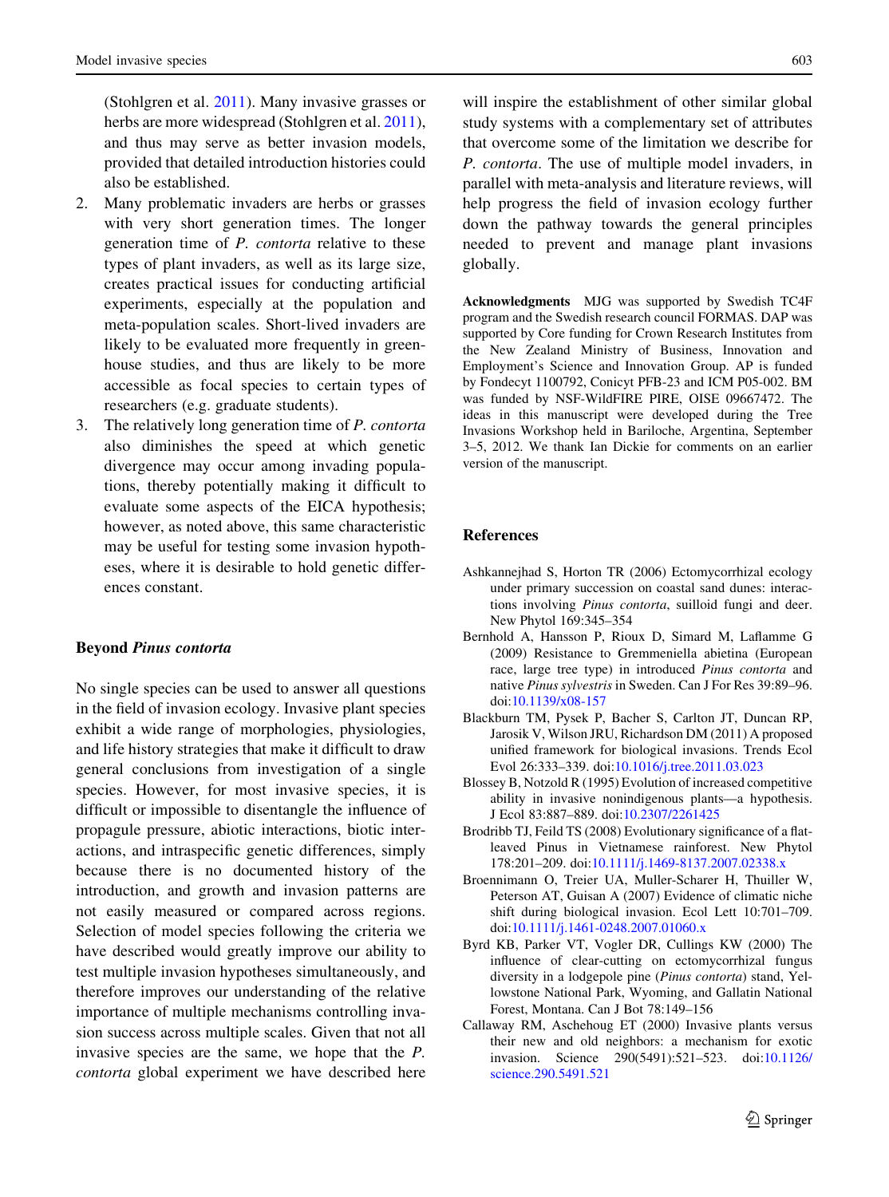(Stohlgren et al. 2011). Many invasive grasses or herbs are more widespread (Stohlgren et al. 2011), and thus may serve as better invasion models, provided that detailed introduction histories could also be established.

2. Many problematic invaders are herbs or grasses with very short generation times. The longer generation time of *P. contorta* relative to these types of plant invaders, as well as its large size, creates practical issues for conducting artificial experiments, especially at the population and meta-population scales. Short-lived invaders are likely to be evaluated more frequently in greenhouse studies, and thus are likely to be more accessible as focal species to certain types of researchers (e.g. graduate students).
3. The relatively long generation time of *P. contorta* also diminishes the speed at which genetic divergence may occur among invading populations, thereby potentially making it difficult to evaluate some aspects of the EICA hypothesis; however, as noted above, this same characteristic may be useful for testing some invasion hypotheses, where it is desirable to hold genetic differences constant.

## Beyond *Pinus contorta*

No single species can be used to answer all questions in the field of invasion ecology. Invasive plant species exhibit a wide range of morphologies, physiologies, and life history strategies that make it difficult to draw general conclusions from investigation of a single species. However, for most invasive species, it is difficult or impossible to disentangle the influence of propagule pressure, abiotic interactions, biotic interactions, and intraspecific genetic differences, simply because there is no documented history of the introduction, and growth and invasion patterns are not easily measured or compared across regions. Selection of model species following the criteria we have described would greatly improve our ability to test multiple invasion hypotheses simultaneously, and therefore improves our understanding of the relative importance of multiple mechanisms controlling invasion success across multiple scales. Given that not all invasive species are the same, we hope that the *P. contorta* global experiment we have described here will inspire the establishment of other similar global study systems with a complementary set of attributes that overcome some of the limitation we describe for *P. contorta*. The use of multiple model invaders, in parallel with meta-analysis and literature reviews, will help progress the field of invasion ecology further down the pathway towards the general principles needed to prevent and manage plant invasions globally.

**Acknowledgments** MJG was supported by Swedish TC4F program and the Swedish research council FORMAS. DAP was supported by Core funding for Crown Research Institutes from the New Zealand Ministry of Business, Innovation and Employment's Science and Innovation Group. AP is funded by Fondecyt 1100792, Conicyt PFB-23 and ICM P05-002. BM was funded by NSF-WildFIRE PIRE, OISE 09667472. The ideas in this manuscript were developed during the Tree Invasions Workshop held in Bariloche, Argentina, September 3–5, 2012. We thank Ian Dickie for comments on an earlier version of the manuscript.

## References

Ashkannejhad S, Horton TR (2006) Ectomycorrhizal ecology under primary succession on coastal sand dunes: interactions involving *Pinus contorta*, suilloid fungi and deer. New Phytol 169:345–354

Bernhold A, Hansson P, Rioux D, Simard M, Laflamme G (2009) Resistance to Gremmeniella abietina (European race, large tree type) in introduced *Pinus contorta* and native *Pinus sylvestris* in Sweden. Can J For Res 39:89–96. doi:10.1139/x08-157

Blackburn TM, Pysek P, Bacher S, Carlton JT, Duncan RP, Jarosik V, Wilson JRU, Richardson DM (2011) A proposed unified framework for biological invasions. Trends Ecol Evol 26:333–339. doi:10.1016/j.tree.2011.03.023

Blossey B, Notzold R (1995) Evolution of increased competitive ability in invasive nonindigenous plants—a hypothesis. J Ecol 83:887–889. doi:10.2307/2261425

Brodribb TJ, Feild TS (2008) Evolutionary significance of a flat-leaved Pinus in Vietnamese rainforest. New Phytol 178:201–209. doi:10.1111/j.1469-8137.2007.02338.x

Broennimann O, Treier UA, Muller-Scharer H, Thuiller W, Peterson AT, Guisan A (2007) Evidence of climatic niche shift during biological invasion. Ecol Lett 10:701–709. doi:10.1111/j.1461-0248.2007.01060.x

Byrd KB, Parker VT, Vogler DR, Cullings KW (2000) The influence of clear-cutting on ectomycorrhizal fungus diversity in a lodgepole pine (*Pinus contorta*) stand, Yellowstone National Park, Wyoming, and Gallatin National Forest, Montana. Can J Bot 78:149–156

Callaway RM, Aschehoug ET (2000) Invasive plants versus their new and old neighbors: a mechanism for exotic invasion. Science 290(5491):521–523. doi:10.1126/science.290.5491.521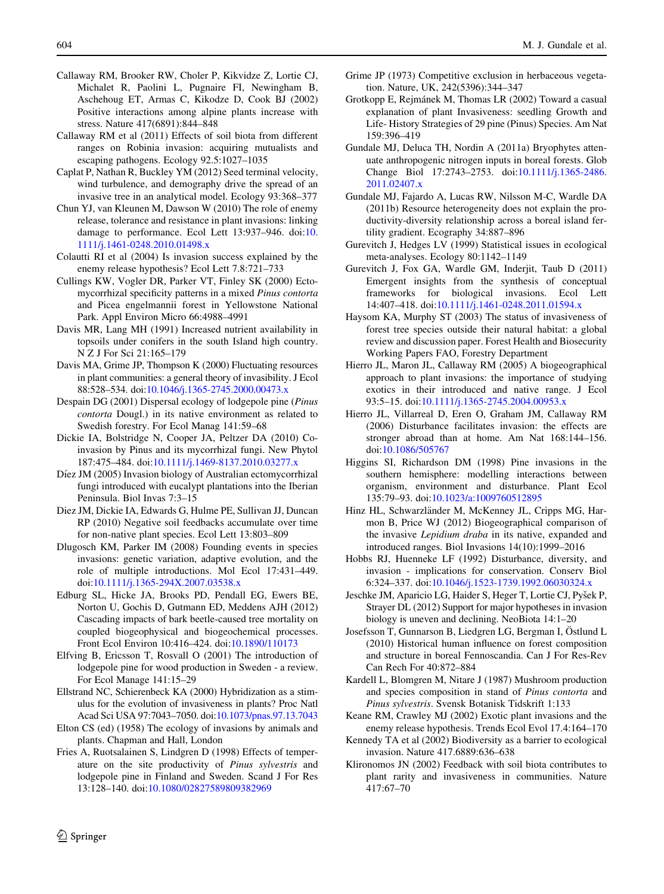Callaway RM, Brooker RW, Choler P, Kikvidze Z, Lortie CJ, Michalet R, Paolini L, Pugnaire FI, Newingham B, Aschehoug ET, Armas C, Kikodze D, Cook BJ (2002) Positive interactions among alpine plants increase with stress. Nature 417(6891):844–848

Callaway RM et al (2011) Effects of soil biota from different ranges on Robinia invasion: acquiring mutualists and escaping pathogens. Ecology 92.5:1027–1035

Caplat P, Nathan R, Buckley YM (2012) Seed terminal velocity, wind turbulence, and demography drive the spread of an invasive tree in an analytical model. Ecology 93:368–377

Chun YJ, van Kleunen M, Dawson W (2010) The role of enemy release, tolerance and resistance in plant invasions: linking damage to performance. Ecol Lett 13:937–946. doi:10.1111/j.1461-0248.2010.01498.x

Colautti RI et al (2004) Is invasion success explained by the enemy release hypothesis? Ecol Lett 7.8:721–733

Cullings KW, Vogler DR, Parker VT, Finley SK (2000) Ectomycorrhizal specificity patterns in a mixed *Pinus contorta* and Picea engelmannii forest in Yellowstone National Park. Appl Environ Micro 66:4988–4991

Davis MR, Lang MH (1991) Increased nutrient availability in topsoils under conifers in the south Island high country. N Z J For Sci 21:165–179

Davis MA, Grime JP, Thompson K (2000) Fluctuating resources in plant communities: a general theory of invasibility. J Ecol 88:528–534. doi:10.1046/j.1365-2745.2000.00473.x

Despain DG (2001) Dispersal ecology of lodgepole pine (*Pinus contorta* Dougl.) in its native environment as related to Swedish forestry. For Ecol Manag 141:59–68

Dickie IA, Bolstridge N, Cooper JA, Peltzer DA (2010) Co-invasion by Pinus and its mycorrhizal fungi. New Phytol 187:475–484. doi:10.1111/j.1469-8137.2010.03277.x

Díez JM (2005) Invasion biology of Australian ectomycorrhizal fungi introduced with eucalypt plantations into the Iberian Peninsula. Biol Invas 7:3–15

Diez JM, Dickie IA, Edwards G, Hulme PE, Sullivan JJ, Duncan RP (2010) Negative soil feedbacks accumulate over time for non-native plant species. Ecol Lett 13:803–809

Dlugosch KM, Parker IM (2008) Founding events in species invasions: genetic variation, adaptive evolution, and the role of multiple introductions. Mol Ecol 17:431–449. doi:10.1111/j.1365-294X.2007.03538.x

Edburg SL, Hicke JA, Brooks PD, Pendall EG, Ewers BE, Norton U, Gochis D, Gutmann ED, Meddens AJH (2012) Cascading impacts of bark beetle-caused tree mortality on coupled biogeophysical and biogeochemical processes. Front Ecol Environ 10:416–424. doi:10.1890/110173

Elfving B, Ericsson T, Rosvall O (2001) The introduction of lodgepole pine for wood production in Sweden - a review. For Ecol Manage 141:15–29

Ellstrand NC, Schierenbeck KA (2000) Hybridization as a stimulus for the evolution of invasiveness in plants? Proc Natl Acad Sci USA 97:7043–7050. doi:10.1073/pnas.97.13.7043

Elton CS (ed) (1958) The ecology of invasions by animals and plants. Chapman and Hall, London

Fries A, Ruotsalainen S, Lindgren D (1998) Effects of temperature on the site productivity of *Pinus sylvestris* and lodgepole pine in Finland and Sweden. Scand J For Res 13:128–140. doi:10.1080/02827589809382969

Grime JP (1973) Competitive exclusion in herbaceous vegetation. Nature, UK, 242(5396):344–347

Grotkopp E, Rejmánek M, Thomas LR (2002) Toward a casual explanation of plant Invasiveness: seedling Growth and Life- History Strategies of 29 pine (Pinus) Species. Am Nat 159:396–419

Gundale MJ, Deluca TH, Nordin A (2011a) Bryophytes attenuate anthropogenic nitrogen inputs in boreal forests. Glob Change Biol 17:2743–2753. doi:10.1111/j.1365-2486.2011.02407.x

Gundale MJ, Fajardo A, Lucas RW, Nilsson M-C, Wardle DA (2011b) Resource heterogeneity does not explain the productivity-diversity relationship across a boreal island fertility gradient. Ecography 34:887–896

Gurevitch J, Hedges LV (1999) Statistical issues in ecological meta-analyses. Ecology 80:1142–1149

Gurevitch J, Fox GA, Wardle GM, Inderjit, Taub D (2011) Emergent insights from the synthesis of conceptual frameworks for biological invasions. Ecol Lett 14:407–418. doi:10.1111/j.1461-0248.2011.01594.x

Haysom KA, Murphy ST (2003) The status of invasiveness of forest tree species outside their natural habitat: a global review and discussion paper. Forest Health and Biosecurity Working Papers FAO, Forestry Department

Hierro JL, Maron JL, Callaway RM (2005) A biogeographical approach to plant invasions: the importance of studying exotics in their introduced and native range. J Ecol 93:5–15. doi:10.1111/j.1365-2745.2004.00953.x

Hierro JL, Villarreal D, Eren O, Graham JM, Callaway RM (2006) Disturbance facilitates invasion: the effects are stronger abroad than at home. Am Nat 168:144–156. doi:10.1086/505767

Higgins SI, Richardson DM (1998) Pine invasions in the southern hemisphere: modelling interactions between organism, environment and disturbance. Plant Ecol 135:79–93. doi:10.1023/a:1009760512895

Hinz HL, Schwarzländer M, McKenney JL, Cripps MG, Harmon B, Price WJ (2012) Biogeographical comparison of the invasive *Lepidium draba* in its native, expanded and introduced ranges. Biol Invasions 14(10):1999–2016

Hobbs RJ, Huenneke LF (1992) Disturbance, diversity, and invasion - implications for conservation. Conserv Biol 6:324–337. doi:10.1046/j.1523-1739.1992.06030324.x

Jeschke JM, Aparicio LG, Haider S, Heger T, Lortie CJ, Pyšek P, Strayer DL (2012) Support for major hypotheses in invasion biology is uneven and declining. NeoBiota 14:1–20

Josefsson T, Gunnarson B, Liedgren LG, Bergman I, Östlund L (2010) Historical human influence on forest composition and structure in boreal Fennoscandia. Can J For Res-Rev Can Rech For 40:872–884

Kardell L, Blomgren M, Nitare J (1987) Mushroom production and species composition in stand of *Pinus contorta* and *Pinus sylvestris*. Svensk Botanisk Tidskrift 1:133

Keane RM, Crawley MJ (2002) Exotic plant invasions and the enemy release hypothesis. Trends Ecol Evol 17.4:164–170

Kennedy TA et al (2002) Biodiversity as a barrier to ecological invasion. Nature 417.6889:636–638

Klironomos JN (2002) Feedback with soil biota contributes to plant rarity and invasiveness in communities. Nature 417:67–70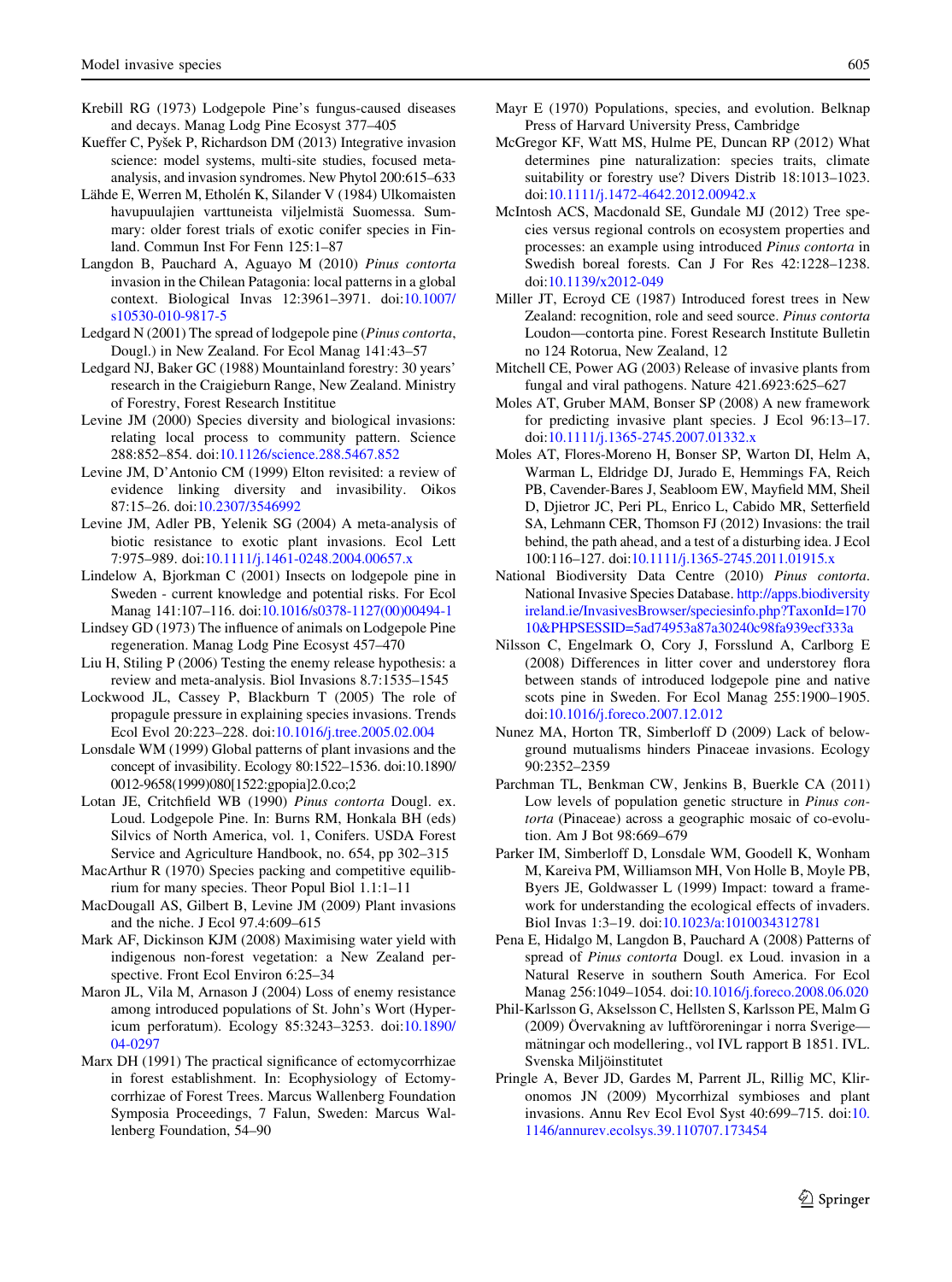Krebill RG (1973) Lodgepole Pine's fungus-caused diseases and decays. Manag Lodg Pine Ecosyst 377–405

Kueffer C, Pyšek P, Richardson DM (2013) Integrative invasion science: model systems, multi-site studies, focused meta-analysis, and invasion syndromes. New Phytol 200:615–633

Lähde E, Werren M, Etholén K, Silander V (1984) Ulkomaisten havupuulajien varttuneista viljelmistä Suomessa. Summary: older forest trials of exotic conifer species in Finland. Commun Inst For Fenn 125:1–87

Langdon B, Pauchard A, Aguayo M (2010) *Pinus contorta* invasion in the Chilean Patagonia: local patterns in a global context. Biological Invas 12:3961–3971. doi:10.1007/s10530-010-9817-5

Ledgard N (2001) The spread of lodgepole pine (*Pinus contorta*, Dougl.) in New Zealand. For Ecol Manag 141:43–57

Ledgard NJ, Baker GC (1988) Mountainland forestry: 30 years' research in the Craigieburn Range, New Zealand. Ministry of Forestry, Forest Research Institue

Levine JM (2000) Species diversity and biological invasions: relating local process to community pattern. Science 288:852–854. doi:10.1126/science.288.5467.852

Levine JM, D'Antonio CM (1999) Elton revisited: a review of evidence linking diversity and invasibility. Oikos 87:15–26. doi:10.2307/3546992

Levine JM, Adler PB, Yelenik SG (2004) A meta-analysis of biotic resistance to exotic plant invasions. Ecol Lett 7:975–989. doi:10.1111/j.1461-0248.2004.00657.x

Lindelow A, Bjorkman C (2001) Insects on lodgepole pine in Sweden - current knowledge and potential risks. For Ecol Manag 141:107–116. doi:10.1016/s0378-1127(00)00494-1

Lindsey GD (1973) The influence of animals on Lodgepole Pine regeneration. Manag Lodg Pine Ecosyst 457–470

Liu H, Stiling P (2006) Testing the enemy release hypothesis: a review and meta-analysis. Biol Invasions 8.7:1535–1545

Lockwood JL, Cassey P, Blackburn T (2005) The role of propagule pressure in explaining species invasions. Trends Ecol Evol 20:223–228. doi:10.1016/j.tree.2005.02.004

Lonsdale WM (1999) Global patterns of plant invasions and the concept of invasibility. Ecology 80:1522–1536. doi:10.1890/0012-9658(1999)080[1522:gpopia]2.0.co;2

Lotan JE, Critchfield WB (1990) *Pinus contorta* Dougl. ex. Loud. Lodgepole Pine. In: Burns RM, Honkala BH (eds) Silvics of North America, vol. 1, Conifers. USDA Forest Service and Agriculture Handbook, no. 654, pp 302–315

MacArthur R (1970) Species packing and competitive equilibrium for many species. Theor Popul Biol 1.1:1–11

MacDougall AS, Gilbert B, Levine JM (2009) Plant invasions and the niche. J Ecol 97.4:609–615

Mark AF, Dickinson KJM (2008) Maximising water yield with indigenous non-forest vegetation: a New Zealand perspective. Front Ecol Environ 6:25–34

Maron JL, Vila M, Arnason J (2004) Loss of enemy resistance among introduced populations of St. John's Wort (Hypericum perforatum). Ecology 85:3243–3253. doi:10.1890/04-0297

Marx DH (1991) The practical significance of ectomycorrhizae in forest establishment. In: Ecophysiology of Ectomycorrhizae of Forest Trees. Marcus Wallenberg Foundation Symposia Proceedings, 7 Falun, Sweden: Marcus Wallenberg Foundation, 54–90

Mayr E (1970) Populations, species, and evolution. Belknap Press of Harvard University Press, Cambridge

McGregor KF, Watt MS, Hulme PE, Duncan RP (2012) What determines pine naturalization: species traits, climate suitability or forestry use? Divers Distrib 18:1013–1023. doi:10.1111/j.1472-4642.2012.00942.x

McIntosh ACS, Macdonald SE, Gundale MJ (2012) Tree species versus regional controls on ecosystem properties and processes: an example using introduced *Pinus contorta* in Swedish boreal forests. Can J For Res 42:1228–1238. doi:10.1139/x2012-049

Miller JT, Ecroyd CE (1987) Introduced forest trees in New Zealand: recognition, role and seed source. *Pinus contorta* Loudon—contorta pine. Forest Research Institute Bulletin no 124 Rotorua, New Zealand, 12

Mitchell CE, Power AG (2003) Release of invasive plants from fungal and viral pathogens. Nature 421.6923:625–627

Moles AT, Gruber MAM, Bonser SP (2008) A new framework for predicting invasive plant species. J Ecol 96:13–17. doi:10.1111/j.1365-2745.2007.01332.x

Moles AT, Flores-Moreno H, Bonser SP, Warton DI, Helm A, Warman L, Eldridge DJ, Jurado E, Hemmings FA, Reich PB, Cavender-Bares J, Seabloom EW, Mayfield MM, Sheil D, Djietror JC, Peri PL, Enrico L, Cabido MR, Setterfield SA, Lehmann CER, Thomson FJ (2012) Invasions: the trail behind, the path ahead, and a test of a disturbing idea. J Ecol 100:116–127. doi:10.1111/j.1365-2745.2011.01915.x

National Biodiversity Data Centre (2010) *Pinus contorta*. National Invasive Species Database. http://apps.biodiversityireland.ie/InvasivesBrowser/speciesinfo.php?TaxonId=17010&PHPSESSID=5ad74953a87a30240c98fa939ecf333a

Nilsson C, Engelmark O, Cory J, Forsslund A, Carlborg E (2008) Differences in litter cover and understorey flora between stands of introduced lodgepole pine and native scots pine in Sweden. For Ecol Manag 255:1900–1905. doi:10.1016/j.foreco.2007.12.012

Nunez MA, Horton TR, Simberloff D (2009) Lack of belowground mutualisms hinders Pinaceae invasions. Ecology 90:2352–2359

Parchman TL, Benkman CW, Jenkins B, Buerkle CA (2011) Low levels of population genetic structure in *Pinus contorta* (Pinaceae) across a geographic mosaic of co-evolution. Am J Bot 98:669–679

Parker IM, Simberloff D, Lonsdale WM, Goodell K, Wonham M, Kareiva PM, Williamson MH, Von Holle B, Moyle PB, Byers JE, Goldwasser L (1999) Impact: toward a framework for understanding the ecological effects of invaders. Biol Invas 1:3–19. doi:10.1023/a:1010034312781

Pena E, Hidalgo M, Langdon B, Pauchard A (2008) Patterns of spread of *Pinus contorta* Dougl. ex Loud. invasion in a Natural Reserve in southern South America. For Ecol Manag 256:1049–1054. doi:10.1016/j.foreco.2008.06.020

Phil-Karlsson G, Akselsson C, Hellsten S, Karlsson PE, Malm G (2009) Övervakning av luftföroreningar i norra Sverige—mätningar och modellering., vol IVL rapport B 1851. IVL. Svenska Miljöinstitutet

Pringle A, Bever JD, Gardes M, Parrent JL, Rillig MC, Klironomos JN (2009) Mycorrhizal symbioses and plant invasions. Annu Rev Ecol Evol Syst 40:699–715. doi:10.1146/annurev.ecolsys.39.110707.173454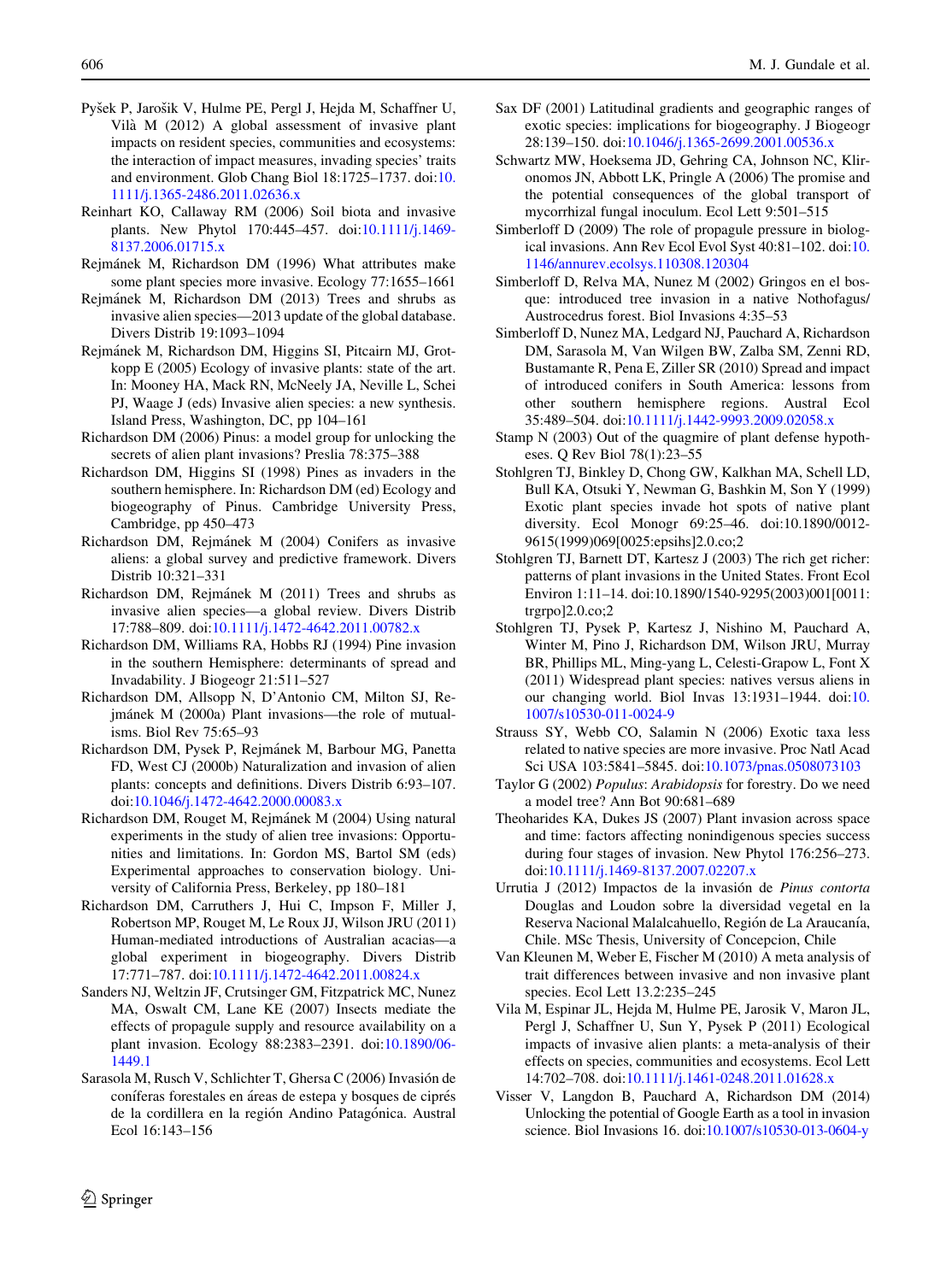Pyšek P, Jarošik V, Hulme PE, Pergl J, Hejda M, Schaffner U, Vilà M (2012) A global assessment of invasive plant impacts on resident species, communities and ecosystems: the interaction of impact measures, invading species' traits and environment. Glob Chang Biol 18:1725–1737. doi:10.1111/j.1365-2486.2011.02636.x

Reinhart KO, Callaway RM (2006) Soil biota and invasive plants. New Phytol 170:445–457. doi:10.1111/j.1469-8137.2006.01715.x

Rejmánek M, Richardson DM (1996) What attributes make some plant species more invasive. Ecology 77:1655–1661

Rejmánek M, Richardson DM (2013) Trees and shrubs as invasive alien species—2013 update of the global database. Divers Distrib 19:1093–1094

Rejmánek M, Richardson DM, Higgins SI, Pitcairn MJ, Grotkopp E (2005) Ecology of invasive plants: state of the art. In: Mooney HA, Mack RN, McNeely JA, Neville L, Schei PJ, Waage J (eds) Invasive alien species: a new synthesis. Island Press, Washington, DC, pp 104–161

Richardson DM (2006) Pinus: a model group for unlocking the secrets of alien plant invasions? Preslia 78:375–388

Richardson DM, Higgins SI (1998) Pines as invaders in the southern hemisphere. In: Richardson DM (ed) Ecology and biogeography of Pinus. Cambridge University Press, Cambridge, pp 450–473

Richardson DM, Rejmánek M (2004) Conifers as invasive aliens: a global survey and predictive framework. Divers Distrib 10:321–331

Richardson DM, Rejmánek M (2011) Trees and shrubs as invasive alien species—a global review. Divers Distrib 17:788–809. doi:10.1111/j.1472-4642.2011.00782.x

Richardson DM, Williams RA, Hobbs RJ (1994) Pine invasion in the southern Hemisphere: determinants of spread and Invadability. J Biogeogr 21:511–527

Richardson DM, Allsopp N, D'Antonio CM, Milton SJ, Rejmánek M (2000a) Plant invasions—the role of mutualisms. Biol Rev 75:65–93

Richardson DM, Pysek P, Rejmánek M, Barbour MG, Panetta FD, West CJ (2000b) Naturalization and invasion of alien plants: concepts and definitions. Divers Distrib 6:93–107. doi:10.1046/j.1472-4642.2000.00083.x

Richardson DM, Rouget M, Rejmánek M (2004) Using natural experiments in the study of alien tree invasions: Opportunities and limitations. In: Gordon MS, Bartol SM (eds) Experimental approaches to conservation biology. University of California Press, Berkeley, pp 180–181

Richardson DM, Carruthers J, Hui C, Impson F, Miller J, Robertson MP, Rouget M, Le Roux JJ, Wilson JRU (2011) Human-mediated introductions of Australian acacias—a global experiment in biogeography. Divers Distrib 17:771–787. doi:10.1111/j.1472-4642.2011.00824.x

Sanders NJ, Weltzin JF, Crutsinger GM, Fitzpatrick MC, Nunez MA, Oswalt CM, Lane KE (2007) Insects mediate the effects of propagule supply and resource availability on a plant invasion. Ecology 88:2383–2391. doi:10.1890/06-1449.1

Sarasola M, Rusch V, Schlichter T, Ghersa C (2006) Invasión de coníferas forestales en áreas de estepa y bosques de ciprés de la cordillera en la región Andino Patagónica. Austral Ecol 16:143–156

Sax DF (2001) Latitudinal gradients and geographic ranges of exotic species: implications for biogeography. J Biogeogr 28:139–150. doi:10.1046/j.1365-2699.2001.00536.x

Schwartz MW, Hoeksema JD, Gehring CA, Johnson NC, Klironomos JN, Abbott LK, Pringle A (2006) The promise and the potential consequences of the global transport of mycorrhizal fungal inoculum. Ecol Lett 9:501–515

Simberloff D (2009) The role of propagule pressure in biological invasions. Ann Rev Ecol Evol Syst 40:81–102. doi:10.1146/annurev.ecolsys.110308.120304

Simberloff D, Relva MA, Nunez M (2002) Gringos en el bosque: introduced tree invasion in a native Nothofagus/Austrocedrus forest. Biol Invasions 4:35–53

Simberloff D, Nunez MA, Ledgard NJ, Pauchard A, Richardson DM, Sarasola M, Van Wilgen BW, Zalba SM, Zenni RD, Bustamante R, Pena E, Ziller SR (2010) Spread and impact of introduced conifers in South America: lessons from other southern hemisphere regions. Austral Ecol 35:489–504. doi:10.1111/j.1442-9993.2009.02058.x

Stamp N (2003) Out of the quagmire of plant defense hypotheses. Q Rev Biol 78(1):23–55

Stohlgren TJ, Binkley D, Chong GW, Kalkhan MA, Schell LD, Bull KA, Otsuki Y, Newman G, Bashkin M, Son Y (1999) Exotic plant species invade hot spots of native plant diversity. Ecol Monogr 69:25–46. doi:10.1890/0012-9615(1999)069[0025:epsihs]2.0.co;2

Stohlgren TJ, Barnett DT, Kartesz J (2003) The rich get richer: patterns of plant invasions in the United States. Front Ecol Environ 1:11–14. doi:10.1890/1540-9295(2003)001[0011:trgrpo]2.0.co;2

Stohlgren TJ, Pysek P, Kartesz J, Nishino M, Pauchard A, Winter M, Pino J, Richardson DM, Wilson JRU, Murray BR, Phillips ML, Ming-yang L, Celesti-Grapow L, Font X (2011) Widespread plant species: natives versus aliens in our changing world. Biol Invas 13:1931–1944. doi:10.1007/s10530-011-0024-9

Strauss SY, Webb CO, Salamin N (2006) Exotic taxa less related to native species are more invasive. Proc Natl Acad Sci USA 103:5841–5845. doi:10.1073/pnas.0508073103

Taylor G (2002) *Populus*: *Arabidopsis* for forestry. Do we need a model tree? Ann Bot 90:681–689

Theoharides KA, Dukes JS (2007) Plant invasion across space and time: factors affecting nonindigenous species success during four stages of invasion. New Phytol 176:256–273. doi:10.1111/j.1469-8137.2007.02207.x

Urrutia J (2012) Impactos de la invasión de *Pinus contorta* Douglas and Loudon sobre la diversidad vegetal en la Reserva Nacional Malalcahuello, Región de La Araucanía, Chile. MSc Thesis, University of Concepcion, Chile

Van Kleunen M, Weber E, Fischer M (2010) A meta analysis of trait differences between invasive and non invasive plant species. Ecol Lett 13.2:235–245

Vila M, Espinar JL, Hejda M, Hulme PE, Jarosik V, Maron JL, Pergl J, Schaffner U, Sun Y, Pysek P (2011) Ecological impacts of invasive alien plants: a meta-analysis of their effects on species, communities and ecosystems. Ecol Lett 14:702–708. doi:10.1111/j.1461-0248.2011.01628.x

Visser V, Langdon B, Pauchard A, Richardson DM (2014) Unlocking the potential of Google Earth as a tool in invasion science. Biol Invasions 16. doi:10.1007/s10530-013-0604-y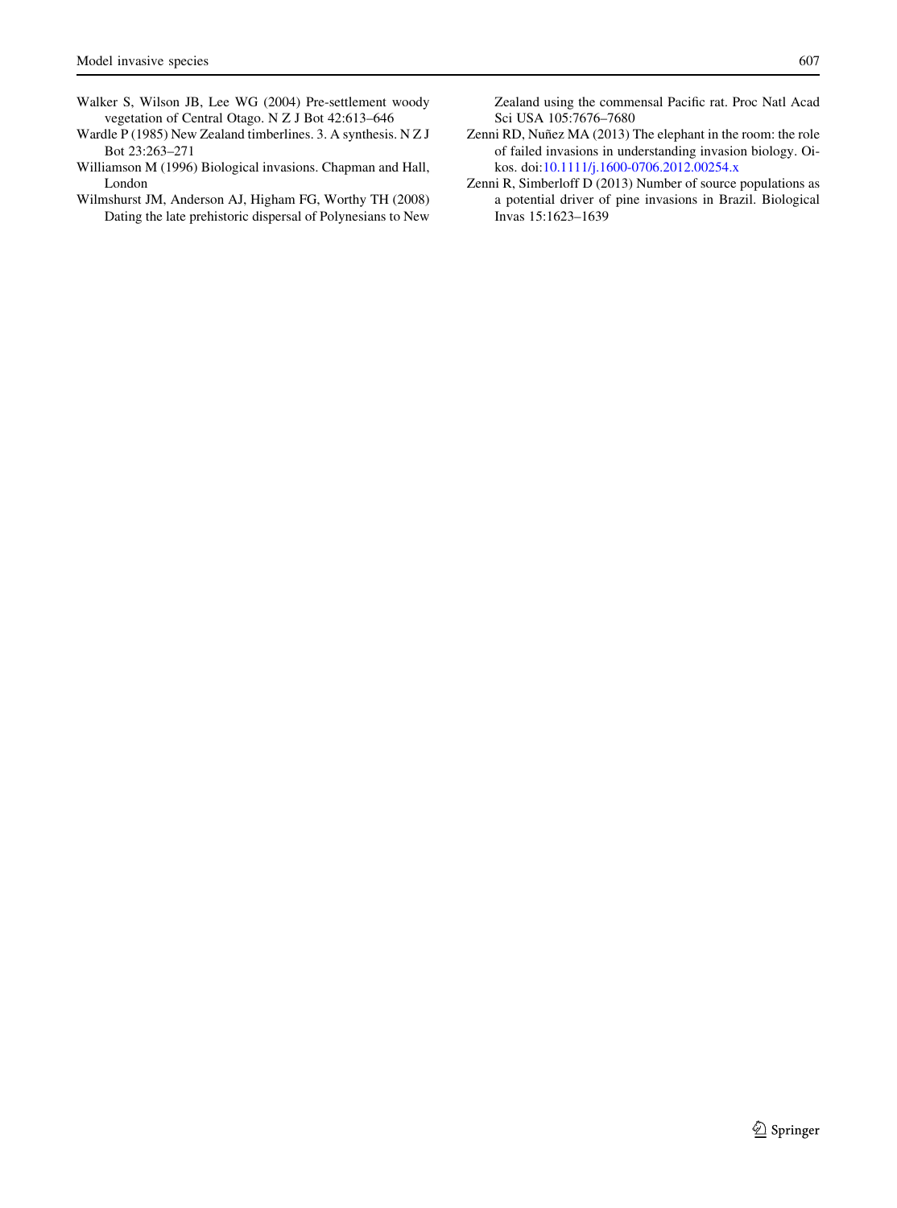Walker S, Wilson JB, Lee WG (2004) Pre-settlement woody vegetation of Central Otago. N Z J Bot 42:613–646

Wardle P (1985) New Zealand timberlines. 3. A synthesis. N Z J Bot 23:263–271

Williamson M (1996) Biological invasions. Chapman and Hall, London

Wilmshurst JM, Anderson AJ, Higham FG, Worthy TH (2008) Dating the late prehistoric dispersal of Polynesians to New Zealand using the commensal Pacific rat. Proc Natl Acad Sci USA 105:7676–7680

Zenni RD, Nuñez MA (2013) The elephant in the room: the role of failed invasions in understanding invasion biology. Oikos. doi:10.1111/j.1600-0706.2012.00254.x

Zenni R, Simberloff D (2013) Number of source populations as a potential driver of pine invasions in Brazil. Biological Invas 15:1623–1639